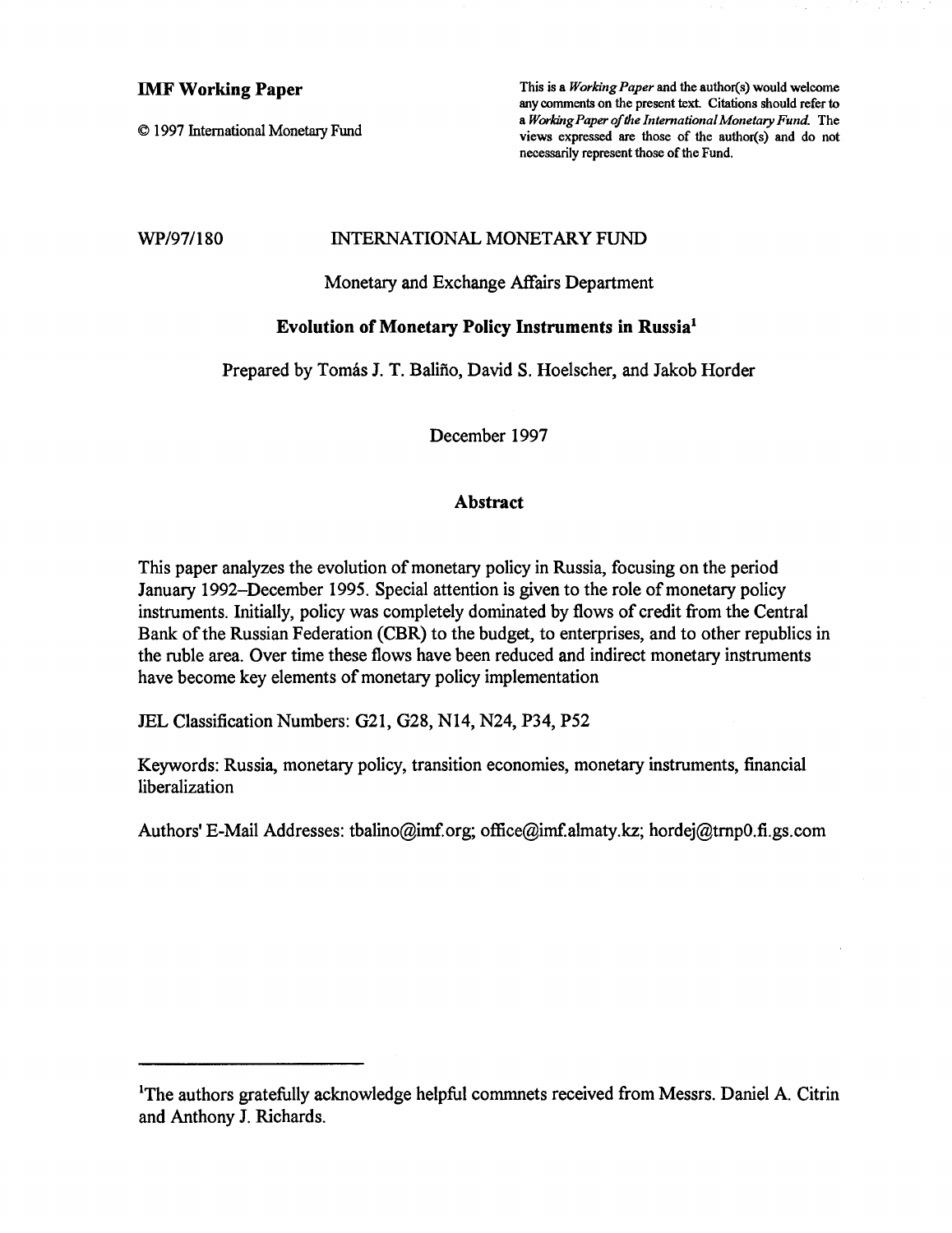**IMF Working Paper**

© 1997 International Monetary Fund

This is a *Working Paper* and the author(s) would welcome any comments on the present text. Citations should refer to a *Working Paper of the International Monetary Fund*. The views expressed are those of the author(s) and do not necessarily represent those of the Fund.

WP/97/180

INTERNATIONAL MONETARY FUND

Monetary and Exchange Affairs Department

# Evolution of Monetary Policy Instruments in Russia[1]

Prepared by Tomás J. T. Baliño, David S. Hoelscher, and Jakob Horder

December 1997

## Abstract

This paper analyzes the evolution of monetary policy in Russia, focusing on the period January 1992–December 1995. Special attention is given to the role of monetary policy instruments. Initially, policy was completely dominated by flows of credit from the Central Bank of the Russian Federation (CBR) to the budget, to enterprises, and to other republics in the ruble area. Over time these flows have been reduced and indirect monetary instruments have become key elements of monetary policy implementation

JEL Classification Numbers: G21, G28, N14, N24, P34, P52

Keywords: Russia, monetary policy, transition economies, monetary instruments, financial liberalization

Authors' E-Mail Addresses: tbalino@imf.org; office@imf.almaty.kz; hordej@trnp0.fi.gs.com

---

[1]The authors gratefully acknowledge helpful commnets received from Messrs. Daniel A. Citrin and Anthony J. Richards.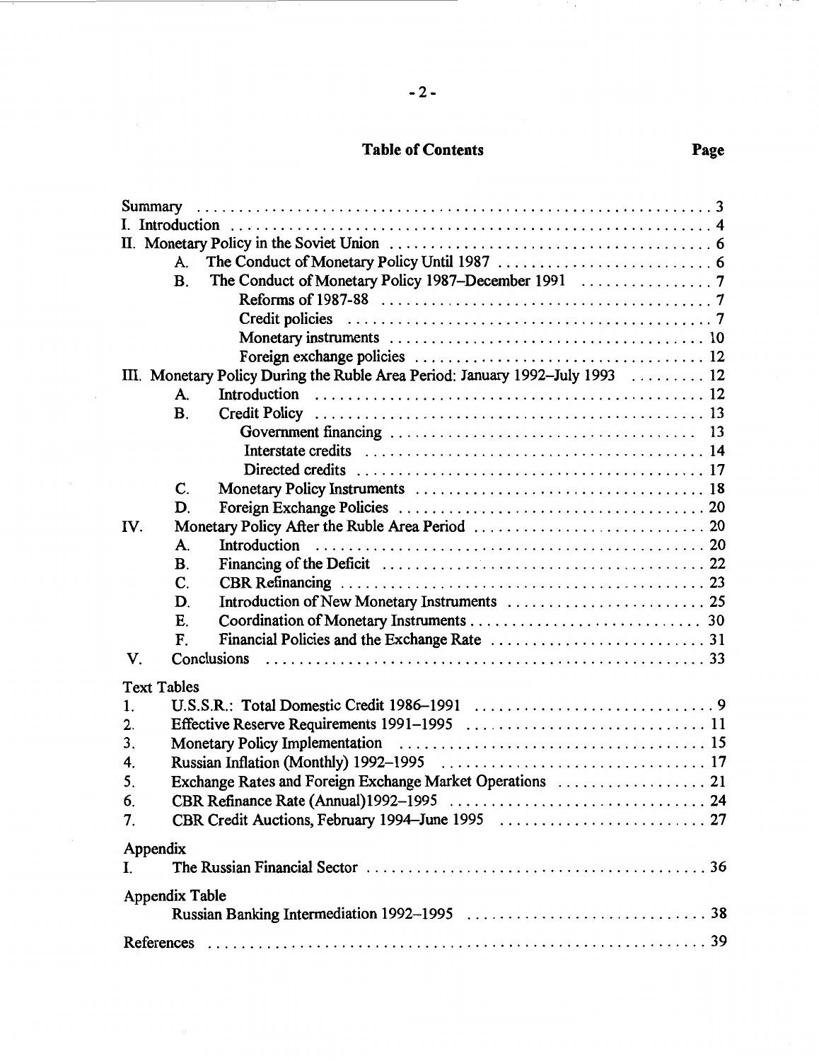## Table of Contents

| | Page |
|---|---|
| Summary | 3 |
| I. Introduction | 4 |
| II. Monetary Policy in the Soviet Union | 6 |
| A. The Conduct of Monetary Policy Until 1987 | 6 |
| B. The Conduct of Monetary Policy 1987–December 1991 | 7 |
| Reforms of 1987-88 | 7 |
| Credit policies | 7 |
| Monetary instruments | 10 |
| Foreign exchange policies | 12 |
| III. Monetary Policy During the Ruble Area Period: January 1992–July 1993 | 12 |
| A. Introduction | 12 |
| B. Credit Policy | 13 |
| Government financing | 13 |
| Interstate credits | 14 |
| Directed credits | 17 |
| C. Monetary Policy Instruments | 18 |
| D. Foreign Exchange Policies | 20 |
| IV. Monetary Policy After the Ruble Area Period | 20 |
| A. Introduction | 20 |
| B. Financing of the Deficit | 22 |
| C. CBR Refinancing | 23 |
| D. Introduction of New Monetary Instruments | 25 |
| E. Coordination of Monetary Instruments | 30 |
| F. Financial Policies and the Exchange Rate | 31 |
| V. Conclusions | 33 |
| **Text Tables** | |
| 1. U.S.S.R.: Total Domestic Credit 1986–1991 | 9 |
| 2. Effective Reserve Requirements 1991–1995 | 11 |
| 3. Monetary Policy Implementation | 15 |
| 4. Russian Inflation (Monthly) 1992–1995 | 17 |
| 5. Exchange Rates and Foreign Exchange Market Operations | 21 |
| 6. CBR Refinance Rate (Annual)1992–1995 | 24 |
| 7. CBR Credit Auctions, February 1994–June 1995 | 27 |
| **Appendix** | |
| I. The Russian Financial Sector | 36 |
| **Appendix Table** | |
| Russian Banking Intermediation 1992–1995 | 38 |
| References | 39 |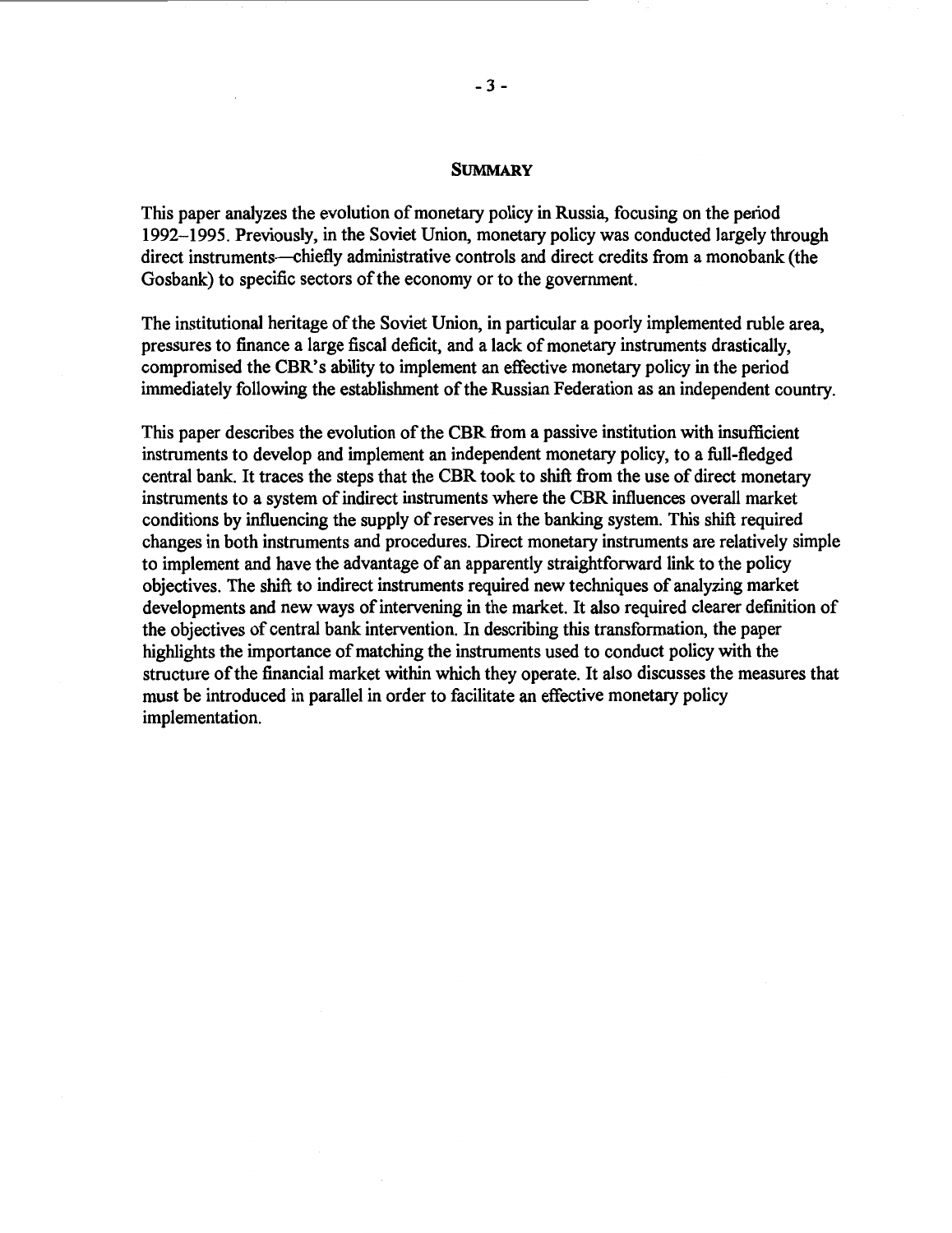## SUMMARY

This paper analyzes the evolution of monetary policy in Russia, focusing on the period 1992–1995. Previously, in the Soviet Union, monetary policy was conducted largely through direct instruments—chiefly administrative controls and direct credits from a monobank (the Gosbank) to specific sectors of the economy or to the government.

The institutional heritage of the Soviet Union, in particular a poorly implemented ruble area, pressures to finance a large fiscal deficit, and a lack of monetary instruments drastically, compromised the CBR's ability to implement an effective monetary policy in the period immediately following the establishment of the Russian Federation as an independent country.

This paper describes the evolution of the CBR from a passive institution with insufficient instruments to develop and implement an independent monetary policy, to a full-fledged central bank. It traces the steps that the CBR took to shift from the use of direct monetary instruments to a system of indirect instruments where the CBR influences overall market conditions by influencing the supply of reserves in the banking system. This shift required changes in both instruments and procedures. Direct monetary instruments are relatively simple to implement and have the advantage of an apparently straightforward link to the policy objectives. The shift to indirect instruments required new techniques of analyzing market developments and new ways of intervening in the market. It also required clearer definition of the objectives of central bank intervention. In describing this transformation, the paper highlights the importance of matching the instruments used to conduct policy with the structure of the financial market within which they operate. It also discusses the measures that must be introduced in parallel in order to facilitate an effective monetary policy implementation.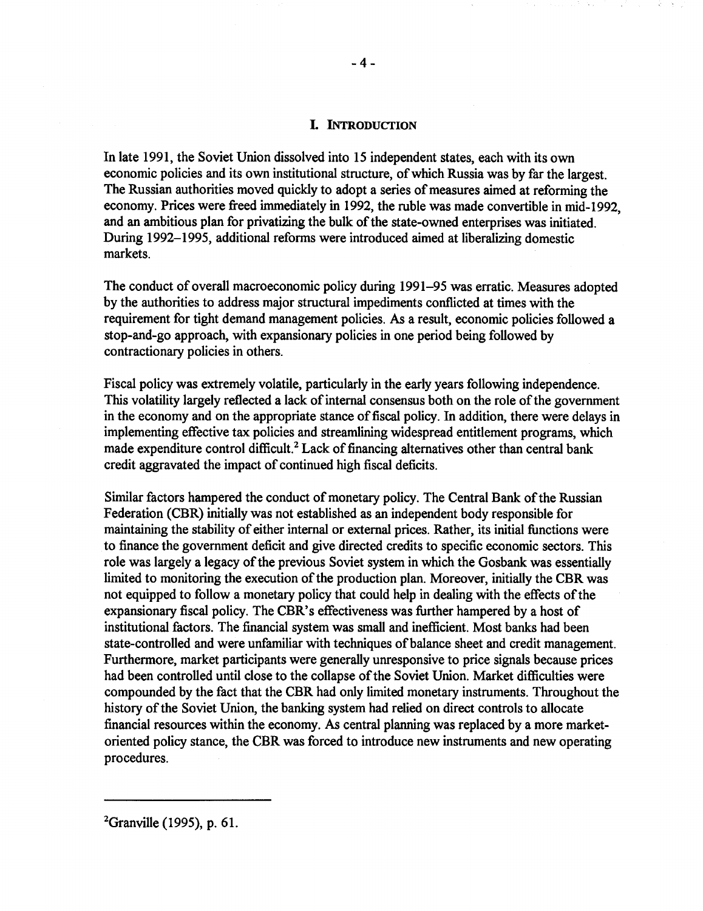# I. Introduction

In late 1991, the Soviet Union dissolved into 15 independent states, each with its own economic policies and its own institutional structure, of which Russia was by far the largest. The Russian authorities moved quickly to adopt a series of measures aimed at reforming the economy. Prices were freed immediately in 1992, the ruble was made convertible in mid-1992, and an ambitious plan for privatizing the bulk of the state-owned enterprises was initiated. During 1992–1995, additional reforms were introduced aimed at liberalizing domestic markets.

The conduct of overall macroeconomic policy during 1991–95 was erratic. Measures adopted by the authorities to address major structural impediments conflicted at times with the requirement for tight demand management policies. As a result, economic policies followed a stop-and-go approach, with expansionary policies in one period being followed by contractionary policies in others.

Fiscal policy was extremely volatile, particularly in the early years following independence. This volatility largely reflected a lack of internal consensus both on the role of the government in the economy and on the appropriate stance of fiscal policy. In addition, there were delays in implementing effective tax policies and streamlining widespread entitlement programs, which made expenditure control difficult.[2] Lack of financing alternatives other than central bank credit aggravated the impact of continued high fiscal deficits.

Similar factors hampered the conduct of monetary policy. The Central Bank of the Russian Federation (CBR) initially was not established as an independent body responsible for maintaining the stability of either internal or external prices. Rather, its initial functions were to finance the government deficit and give directed credits to specific economic sectors. This role was largely a legacy of the previous Soviet system in which the Gosbank was essentially limited to monitoring the execution of the production plan. Moreover, initially the CBR was not equipped to follow a monetary policy that could help in dealing with the effects of the expansionary fiscal policy. The CBR's effectiveness was further hampered by a host of institutional factors. The financial system was small and inefficient. Most banks had been state-controlled and were unfamiliar with techniques of balance sheet and credit management. Furthermore, market participants were generally unresponsive to price signals because prices had been controlled until close to the collapse of the Soviet Union. Market difficulties were compounded by the fact that the CBR had only limited monetary instruments. Throughout the history of the Soviet Union, the banking system had relied on direct controls to allocate financial resources within the economy. As central planning was replaced by a more market-oriented policy stance, the CBR was forced to introduce new instruments and new operating procedures.

---

[2] Granville (1995), p. 61.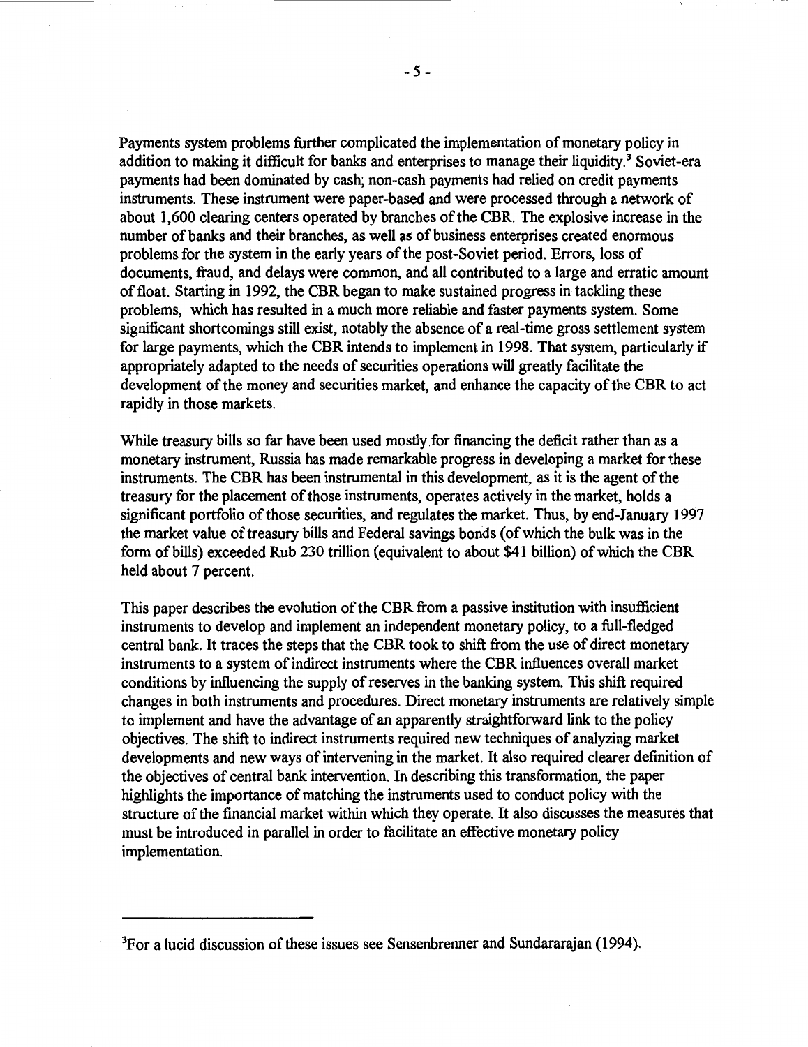Payments system problems further complicated the implementation of monetary policy in addition to making it difficult for banks and enterprises to manage their liquidity.[3] Soviet-era payments had been dominated by cash; non-cash payments had relied on credit payments instruments. These instrument were paper-based and were processed through a network of about 1,600 clearing centers operated by branches of the CBR. The explosive increase in the number of banks and their branches, as well as of business enterprises created enormous problems for the system in the early years of the post-Soviet period. Errors, loss of documents, fraud, and delays were common, and all contributed to a large and erratic amount of float. Starting in 1992, the CBR began to make sustained progress in tackling these problems, which has resulted in a much more reliable and faster payments system. Some significant shortcomings still exist, notably the absence of a real-time gross settlement system for large payments, which the CBR intends to implement in 1998. That system, particularly if appropriately adapted to the needs of securities operations will greatly facilitate the development of the money and securities market, and enhance the capacity of the CBR to act rapidly in those markets.

While treasury bills so far have been used mostly for financing the deficit rather than as a monetary instrument, Russia has made remarkable progress in developing a market for these instruments. The CBR has been instrumental in this development, as it is the agent of the treasury for the placement of those instruments, operates actively in the market, holds a significant portfolio of those securities, and regulates the market. Thus, by end-January 1997 the market value of treasury bills and Federal savings bonds (of which the bulk was in the form of bills) exceeded Rub 230 trillion (equivalent to about $41 billion) of which the CBR held about 7 percent.

This paper describes the evolution of the CBR from a passive institution with insufficient instruments to develop and implement an independent monetary policy, to a full-fledged central bank. It traces the steps that the CBR took to shift from the use of direct monetary instruments to a system of indirect instruments where the CBR influences overall market conditions by influencing the supply of reserves in the banking system. This shift required changes in both instruments and procedures. Direct monetary instruments are relatively simple to implement and have the advantage of an apparently straightforward link to the policy objectives. The shift to indirect instruments required new techniques of analyzing market developments and new ways of intervening in the market. It also required clearer definition of the objectives of central bank intervention. In describing this transformation, the paper highlights the importance of matching the instruments used to conduct policy with the structure of the financial market within which they operate. It also discusses the measures that must be introduced in parallel in order to facilitate an effective monetary policy implementation.

---

[3]For a lucid discussion of these issues see Sensenbrenner and Sundararajan (1994).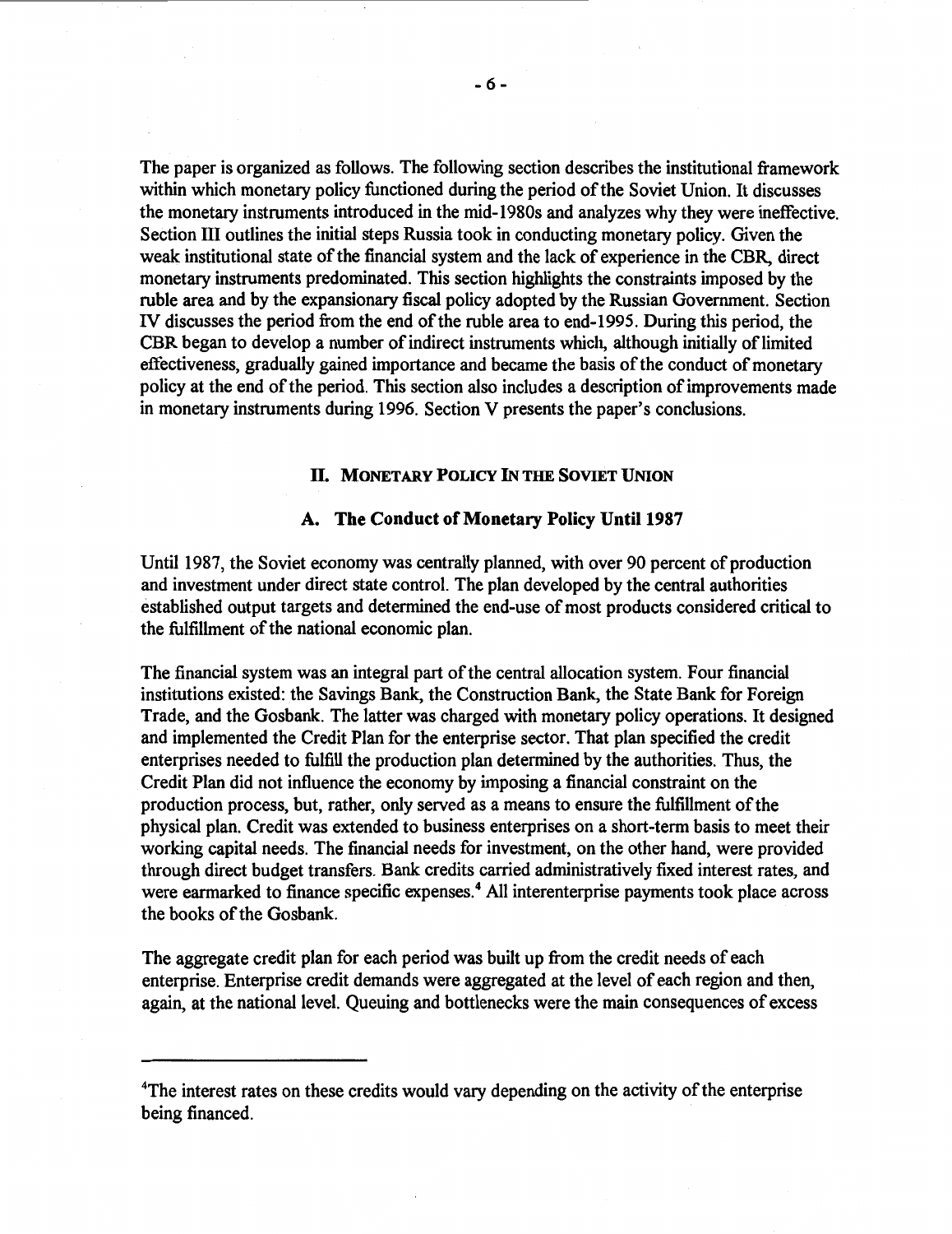The paper is organized as follows. The following section describes the institutional framework within which monetary policy functioned during the period of the Soviet Union. It discusses the monetary instruments introduced in the mid-1980s and analyzes why they were ineffective. Section III outlines the initial steps Russia took in conducting monetary policy. Given the weak institutional state of the financial system and the lack of experience in the CBR, direct monetary instruments predominated. This section highlights the constraints imposed by the ruble area and by the expansionary fiscal policy adopted by the Russian Government. Section IV discusses the period from the end of the ruble area to end-1995. During this period, the CBR began to develop a number of indirect instruments which, although initially of limited effectiveness, gradually gained importance and became the basis of the conduct of monetary policy at the end of the period. This section also includes a description of improvements made in monetary instruments during 1996. Section V presents the paper's conclusions.

## II. MONETARY POLICY IN THE SOVIET UNION

### A. The Conduct of Monetary Policy Until 1987

Until 1987, the Soviet economy was centrally planned, with over 90 percent of production and investment under direct state control. The plan developed by the central authorities established output targets and determined the end-use of most products considered critical to the fulfillment of the national economic plan.

The financial system was an integral part of the central allocation system. Four financial institutions existed: the Savings Bank, the Construction Bank, the State Bank for Foreign Trade, and the Gosbank. The latter was charged with monetary policy operations. It designed and implemented the Credit Plan for the enterprise sector. That plan specified the credit enterprises needed to fulfill the production plan determined by the authorities. Thus, the Credit Plan did not influence the economy by imposing a financial constraint on the production process, but, rather, only served as a means to ensure the fulfillment of the physical plan. Credit was extended to business enterprises on a short-term basis to meet their working capital needs. The financial needs for investment, on the other hand, were provided through direct budget transfers. Bank credits carried administratively fixed interest rates, and were earmarked to finance specific expenses.[4] All interenterprise payments took place across the books of the Gosbank.

The aggregate credit plan for each period was built up from the credit needs of each enterprise. Enterprise credit demands were aggregated at the level of each region and then, again, at the national level. Queuing and bottlenecks were the main consequences of excess

---

[4]The interest rates on these credits would vary depending on the activity of the enterprise being financed.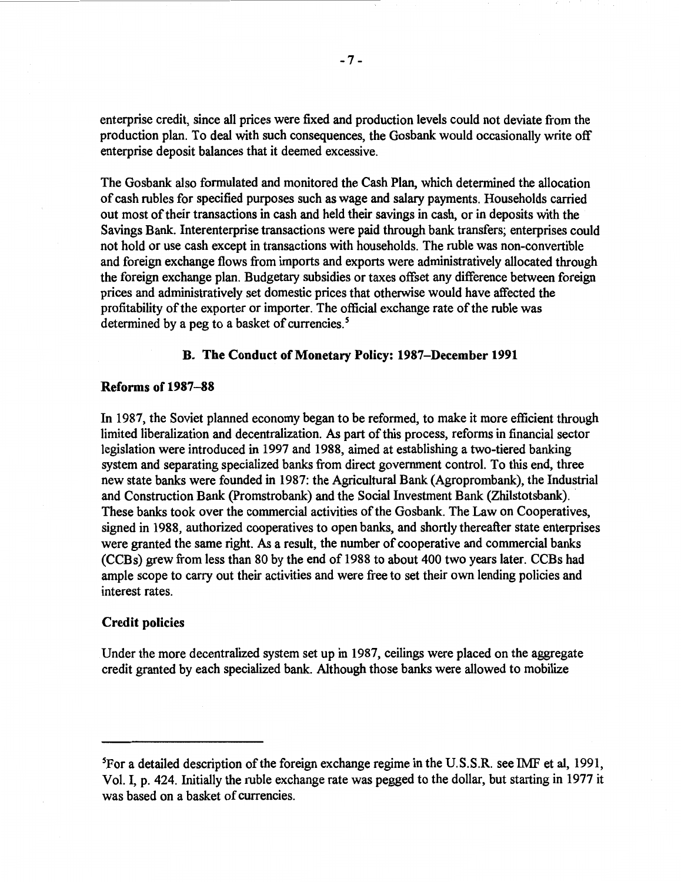enterprise credit, since all prices were fixed and production levels could not deviate from the production plan. To deal with such consequences, the Gosbank would occasionally write off enterprise deposit balances that it deemed excessive.

The Gosbank also formulated and monitored the Cash Plan, which determined the allocation of cash rubles for specified purposes such as wage and salary payments. Households carried out most of their transactions in cash and held their savings in cash, or in deposits with the Savings Bank. Interenterprise transactions were paid through bank transfers; enterprises could not hold or use cash except in transactions with households. The ruble was non-convertible and foreign exchange flows from imports and exports were administratively allocated through the foreign exchange plan. Budgetary subsidies or taxes offset any difference between foreign prices and administratively set domestic prices that otherwise would have affected the profitability of the exporter or importer. The official exchange rate of the ruble was determined by a peg to a basket of currencies.[5]

### B. The Conduct of Monetary Policy: 1987–December 1991

#### Reforms of 1987–88

In 1987, the Soviet planned economy began to be reformed, to make it more efficient through limited liberalization and decentralization. As part of this process, reforms in financial sector legislation were introduced in 1997 and 1988, aimed at establishing a two-tiered banking system and separating specialized banks from direct government control. To this end, three new state banks were founded in 1987: the Agricultural Bank (Agroprombank), the Industrial and Construction Bank (Promstrobank) and the Social Investment Bank (Zhilstotsbank). These banks took over the commercial activities of the Gosbank. The Law on Cooperatives, signed in 1988, authorized cooperatives to open banks, and shortly thereafter state enterprises were granted the same right. As a result, the number of cooperative and commercial banks (CCBs) grew from less than 80 by the end of 1988 to about 400 two years later. CCBs had ample scope to carry out their activities and were free to set their own lending policies and interest rates.

#### Credit policies

Under the more decentralized system set up in 1987, ceilings were placed on the aggregate credit granted by each specialized bank. Although those banks were allowed to mobilize

---

[5]For a detailed description of the foreign exchange regime in the U.S.S.R. see IMF et al, 1991, Vol. I, p. 424. Initially the ruble exchange rate was pegged to the dollar, but starting in 1977 it was based on a basket of currencies.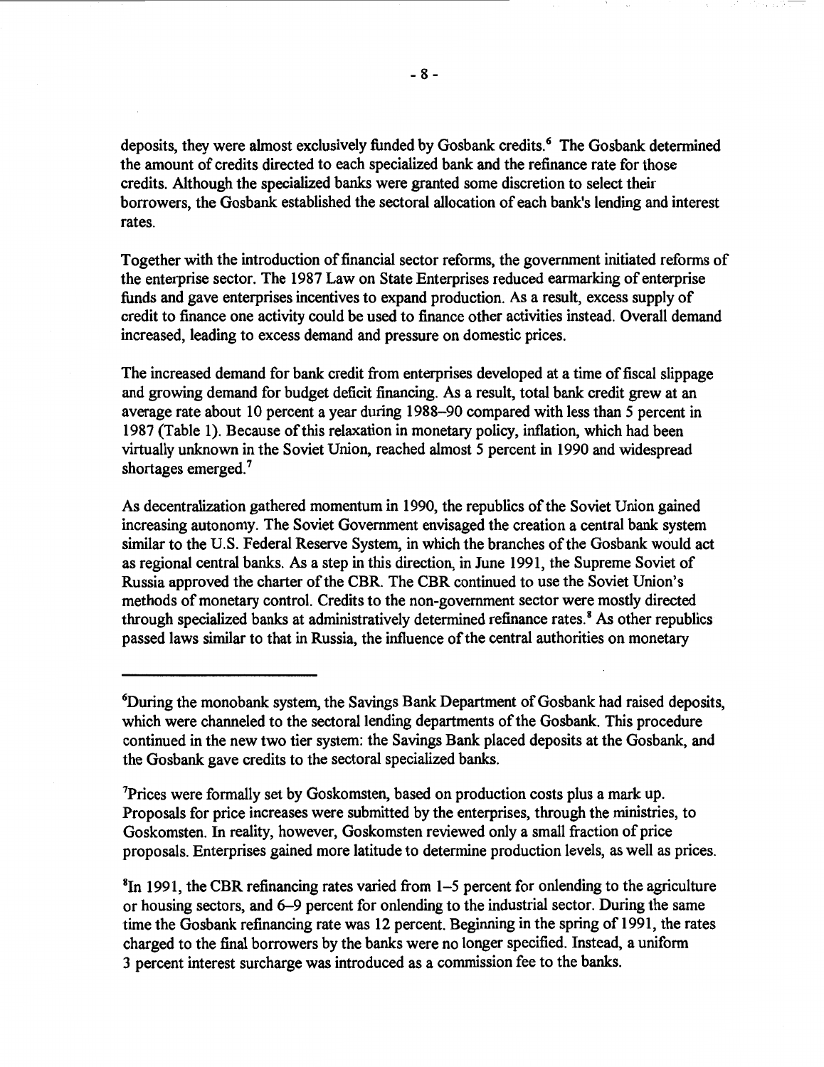deposits, they were almost exclusively funded by Gosbank credits.[6] The Gosbank determined the amount of credits directed to each specialized bank and the refinance rate for those credits. Although the specialized banks were granted some discretion to select their borrowers, the Gosbank established the sectoral allocation of each bank's lending and interest rates.

Together with the introduction of financial sector reforms, the government initiated reforms of the enterprise sector. The 1987 Law on State Enterprises reduced earmarking of enterprise funds and gave enterprises incentives to expand production. As a result, excess supply of credit to finance one activity could be used to finance other activities instead. Overall demand increased, leading to excess demand and pressure on domestic prices.

The increased demand for bank credit from enterprises developed at a time of fiscal slippage and growing demand for budget deficit financing. As a result, total bank credit grew at an average rate about 10 percent a year during 1988–90 compared with less than 5 percent in 1987 (Table 1). Because of this relaxation in monetary policy, inflation, which had been virtually unknown in the Soviet Union, reached almost 5 percent in 1990 and widespread shortages emerged.[7]

As decentralization gathered momentum in 1990, the republics of the Soviet Union gained increasing autonomy. The Soviet Government envisaged the creation a central bank system similar to the U.S. Federal Reserve System, in which the branches of the Gosbank would act as regional central banks. As a step in this direction, in June 1991, the Supreme Soviet of Russia approved the charter of the CBR. The CBR continued to use the Soviet Union's methods of monetary control. Credits to the non-government sector were mostly directed through specialized banks at administratively determined refinance rates.[8] As other republics passed laws similar to that in Russia, the influence of the central authorities on monetary

---

[6]During the monobank system, the Savings Bank Department of Gosbank had raised deposits, which were channeled to the sectoral lending departments of the Gosbank. This procedure continued in the new two tier system: the Savings Bank placed deposits at the Gosbank, and the Gosbank gave credits to the sectoral specialized banks.

[7]Prices were formally set by Goskomsten, based on production costs plus a mark up. Proposals for price increases were submitted by the enterprises, through the ministries, to Goskomsten. In reality, however, Goskomsten reviewed only a small fraction of price proposals. Enterprises gained more latitude to determine production levels, as well as prices.

[8]In 1991, the CBR refinancing rates varied from 1–5 percent for onlending to the agriculture or housing sectors, and 6–9 percent for onlending to the industrial sector. During the same time the Gosbank refinancing rate was 12 percent. Beginning in the spring of 1991, the rates charged to the final borrowers by the banks were no longer specified. Instead, a uniform 3 percent interest surcharge was introduced as a commission fee to the banks.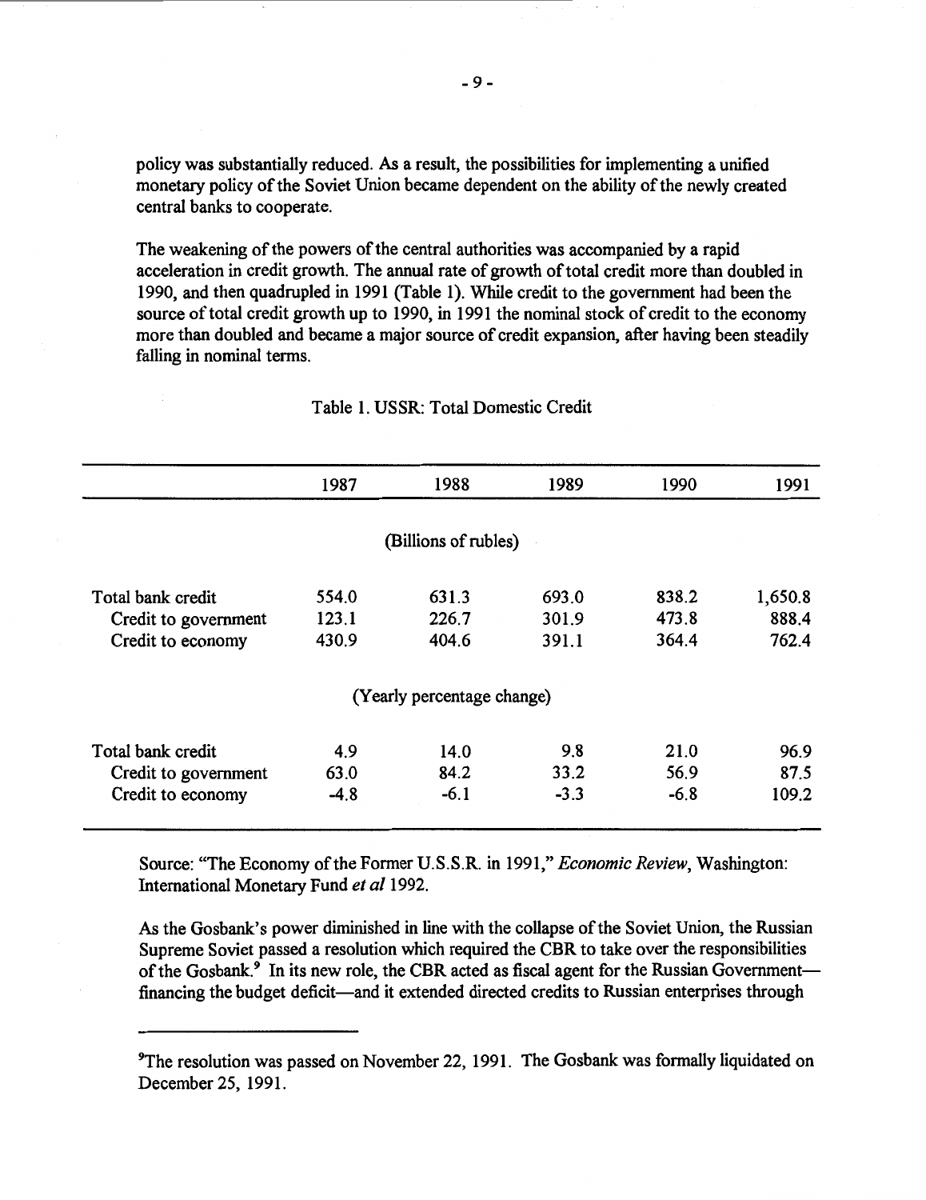policy was substantially reduced. As a result, the possibilities for implementing a unified monetary policy of the Soviet Union became dependent on the ability of the newly created central banks to cooperate.

The weakening of the powers of the central authorities was accompanied by a rapid acceleration in credit growth. The annual rate of growth of total credit more than doubled in 1990, and then quadrupled in 1991 (Table 1). While credit to the government had been the source of total credit growth up to 1990, in 1991 the nominal stock of credit to the economy more than doubled and became a major source of credit expansion, after having been steadily falling in nominal terms.

Table 1. USSR: Total Domestic Credit

| | 1987 | 1988 | 1989 | 1990 | 1991 |
|---|---|---|---|---|---|
| | | (Billions of rubles) | | | |
| Total bank credit | 554.0 | 631.3 | 693.0 | 838.2 | 1,650.8 |
| Credit to government | 123.1 | 226.7 | 301.9 | 473.8 | 888.4 |
| Credit to economy | 430.9 | 404.6 | 391.1 | 364.4 | 762.4 |
| | | (Yearly percentage change) | | | |
| Total bank credit | 4.9 | 14.0 | 9.8 | 21.0 | 96.9 |
| Credit to government | 63.0 | 84.2 | 33.2 | 56.9 | 87.5 |
| Credit to economy | -4.8 | -6.1 | -3.3 | -6.8 | 109.2 |

Source: "The Economy of the Former U.S.S.R. in 1991," *Economic Review*, Washington: International Monetary Fund *et al* 1992.

As the Gosbank's power diminished in line with the collapse of the Soviet Union, the Russian Supreme Soviet passed a resolution which required the CBR to take over the responsibilities of the Gosbank.[9] In its new role, the CBR acted as fiscal agent for the Russian Government—financing the budget deficit—and it extended directed credits to Russian enterprises through

[9] The resolution was passed on November 22, 1991. The Gosbank was formally liquidated on December 25, 1991.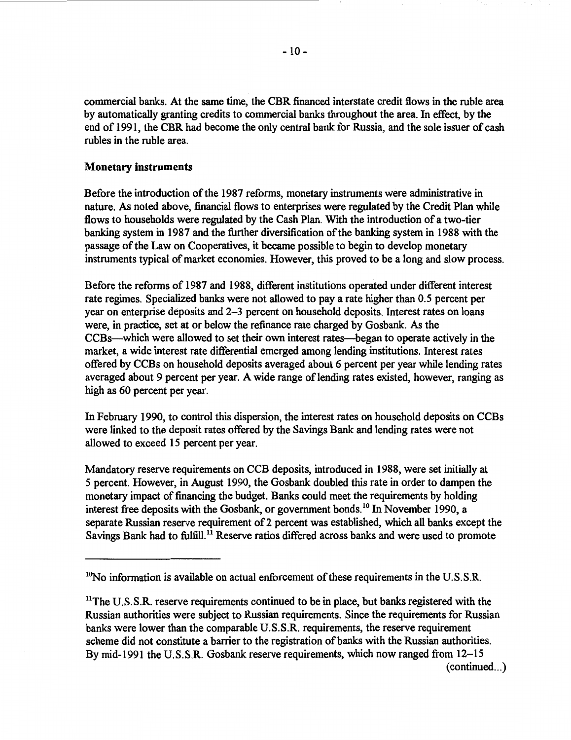commercial banks. At the same time, the CBR financed interstate credit flows in the ruble area by automatically granting credits to commercial banks throughout the area. In effect, by the end of 1991, the CBR had become the only central bank for Russia, and the sole issuer of cash rubles in the ruble area.

**Monetary instruments**

Before the introduction of the 1987 reforms, monetary instruments were administrative in nature. As noted above, financial flows to enterprises were regulated by the Credit Plan while flows to households were regulated by the Cash Plan. With the introduction of a two-tier banking system in 1987 and the further diversification of the banking system in 1988 with the passage of the Law on Cooperatives, it became possible to begin to develop monetary instruments typical of market economies. However, this proved to be a long and slow process.

Before the reforms of 1987 and 1988, different institutions operated under different interest rate regimes. Specialized banks were not allowed to pay a rate higher than 0.5 percent per year on enterprise deposits and 2–3 percent on household deposits. Interest rates on loans were, in practice, set at or below the refinance rate charged by Gosbank. As the CCBs—which were allowed to set their own interest rates—began to operate actively in the market, a wide interest rate differential emerged among lending institutions. Interest rates offered by CCBs on household deposits averaged about 6 percent per year while lending rates averaged about 9 percent per year. A wide range of lending rates existed, however, ranging as high as 60 percent per year.

In February 1990, to control this dispersion, the interest rates on household deposits on CCBs were linked to the deposit rates offered by the Savings Bank and lending rates were not allowed to exceed 15 percent per year.

Mandatory reserve requirements on CCB deposits, introduced in 1988, were set initially at 5 percent. However, in August 1990, the Gosbank doubled this rate in order to dampen the monetary impact of financing the budget. Banks could meet the requirements by holding interest free deposits with the Gosbank, or government bonds.[10] In November 1990, a separate Russian reserve requirement of 2 percent was established, which all banks except the Savings Bank had to fulfill.[11] Reserve ratios differed across banks and were used to promote

---

[10]No information is available on actual enforcement of these requirements in the U.S.S.R.

[11]The U.S.S.R. reserve requirements continued to be in place, but banks registered with the Russian authorities were subject to Russian requirements. Since the requirements for Russian banks were lower than the comparable U.S.S.R. requirements, the reserve requirement scheme did not constitute a barrier to the registration of banks with the Russian authorities. By mid-1991 the U.S.S.R. Gosbank reserve requirements, which now ranged from 12–15 (continued...)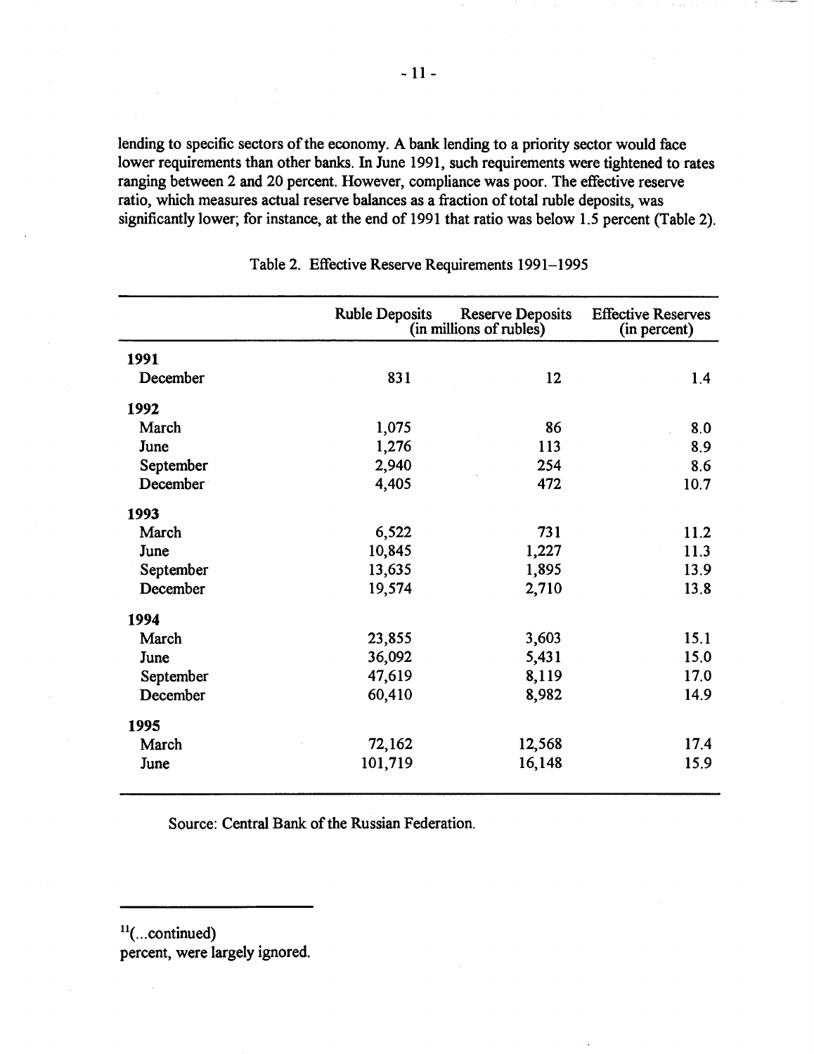lending to specific sectors of the economy. A bank lending to a priority sector would face lower requirements than other banks. In June 1991, such requirements were tightened to rates ranging between 2 and 20 percent. However, compliance was poor. The effective reserve ratio, which measures actual reserve balances as a fraction of total ruble deposits, was significantly lower; for instance, at the end of 1991 that ratio was below 1.5 percent (Table 2).

Table 2. Effective Reserve Requirements 1991–1995

| | Ruble Deposits (in millions of rubles) | Reserve Deposits (in millions of rubles) | Effective Reserves (in percent) |
|---|---|---|---|
| **1991** | | | |
| December | 831 | 12 | 1.4 |
| **1992** | | | |
| March | 1,075 | 86 | 8.0 |
| June | 1,276 | 113 | 8.9 |
| September | 2,940 | 254 | 8.6 |
| December | 4,405 | 472 | 10.7 |
| **1993** | | | |
| March | 6,522 | 731 | 11.2 |
| June | 10,845 | 1,227 | 11.3 |
| September | 13,635 | 1,895 | 13.9 |
| December | 19,574 | 2,710 | 13.8 |
| **1994** | | | |
| March | 23,855 | 3,603 | 15.1 |
| June | 36,092 | 5,431 | 15.0 |
| September | 47,619 | 8,119 | 17.0 |
| December | 60,410 | 8,982 | 14.9 |
| **1995** | | | |
| March | 72,162 | 12,568 | 17.4 |
| June | 101,719 | 16,148 | 15.9 |

Source: Central Bank of the Russian Federation.

[11](...continued)
percent, were largely ignored.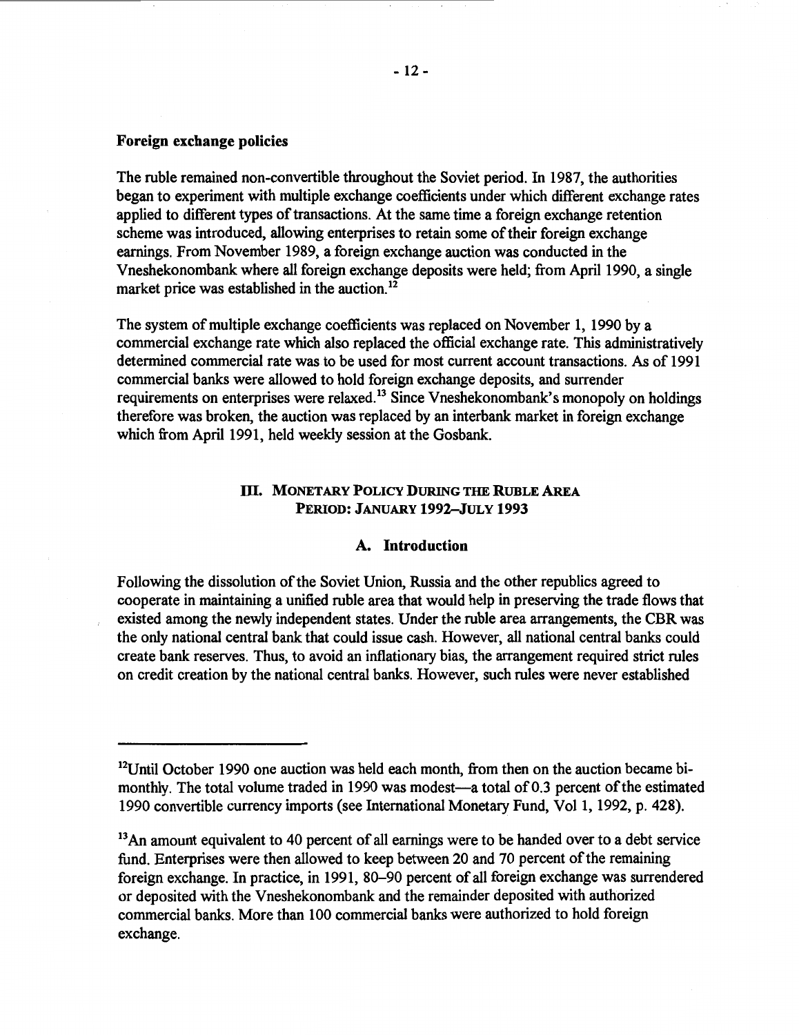**Foreign exchange policies**

The ruble remained non-convertible throughout the Soviet period. In 1987, the authorities began to experiment with multiple exchange coefficients under which different exchange rates applied to different types of transactions. At the same time a foreign exchange retention scheme was introduced, allowing enterprises to retain some of their foreign exchange earnings. From November 1989, a foreign exchange auction was conducted in the Vneshekonombank where all foreign exchange deposits were held; from April 1990, a single market price was established in the auction.[12]

The system of multiple exchange coefficients was replaced on November 1, 1990 by a commercial exchange rate which also replaced the official exchange rate. This administratively determined commercial rate was to be used for most current account transactions. As of 1991 commercial banks were allowed to hold foreign exchange deposits, and surrender requirements on enterprises were relaxed.[13] Since Vneshekonombank's monopoly on holdings therefore was broken, the auction was replaced by an interbank market in foreign exchange which from April 1991, held weekly session at the Gosbank.

## III. Monetary Policy During the Ruble Area Period: January 1992–July 1993

### A. Introduction

Following the dissolution of the Soviet Union, Russia and the other republics agreed to cooperate in maintaining a unified ruble area that would help in preserving the trade flows that existed among the newly independent states. Under the ruble area arrangements, the CBR was the only national central bank that could issue cash. However, all national central banks could create bank reserves. Thus, to avoid an inflationary bias, the arrangement required strict rules on credit creation by the national central banks. However, such rules were never established

---

[12]Until October 1990 one auction was held each month, from then on the auction became bi-monthly. The total volume traded in 1990 was modest—a total of 0.3 percent of the estimated 1990 convertible currency imports (see International Monetary Fund, Vol 1, 1992, p. 428).

[13]An amount equivalent to 40 percent of all earnings were to be handed over to a debt service fund. Enterprises were then allowed to keep between 20 and 70 percent of the remaining foreign exchange. In practice, in 1991, 80–90 percent of all foreign exchange was surrendered or deposited with the Vneshekonombank and the remainder deposited with authorized commercial banks. More than 100 commercial banks were authorized to hold foreign exchange.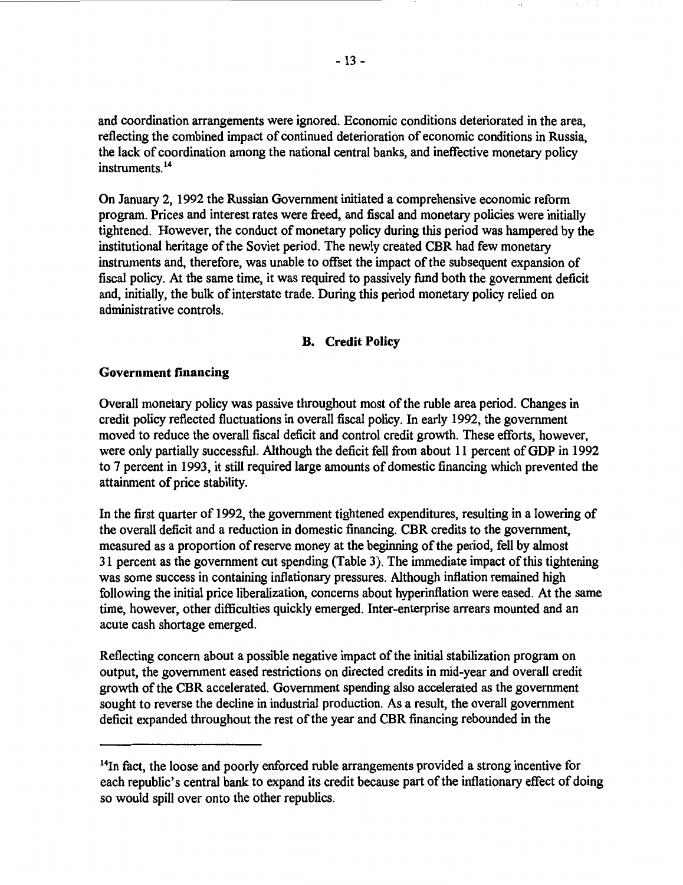and coordination arrangements were ignored. Economic conditions deteriorated in the area, reflecting the combined impact of continued deterioration of economic conditions in Russia, the lack of coordination among the national central banks, and ineffective monetary policy instruments.[14]

On January 2, 1992 the Russian Government initiated a comprehensive economic reform program. Prices and interest rates were freed, and fiscal and monetary policies were initially tightened. However, the conduct of monetary policy during this period was hampered by the institutional heritage of the Soviet period. The newly created CBR had few monetary instruments and, therefore, was unable to offset the impact of the subsequent expansion of fiscal policy. At the same time, it was required to passively fund both the government deficit and, initially, the bulk of interstate trade. During this period monetary policy relied on administrative controls.

### B. Credit Policy

**Government financing**

Overall monetary policy was passive throughout most of the ruble area period. Changes in credit policy reflected fluctuations in overall fiscal policy. In early 1992, the government moved to reduce the overall fiscal deficit and control credit growth. These efforts, however, were only partially successful. Although the deficit fell from about 11 percent of GDP in 1992 to 7 percent in 1993, it still required large amounts of domestic financing which prevented the attainment of price stability.

In the first quarter of 1992, the government tightened expenditures, resulting in a lowering of the overall deficit and a reduction in domestic financing. CBR credits to the government, measured as a proportion of reserve money at the beginning of the period, fell by almost 31 percent as the government cut spending (Table 3). The immediate impact of this tightening was some success in containing inflationary pressures. Although inflation remained high following the initial price liberalization, concerns about hyperinflation were eased. At the same time, however, other difficulties quickly emerged. Inter-enterprise arrears mounted and an acute cash shortage emerged.

Reflecting concern about a possible negative impact of the initial stabilization program on output, the government eased restrictions on directed credits in mid-year and overall credit growth of the CBR accelerated. Government spending also accelerated as the government sought to reverse the decline in industrial production. As a result, the overall government deficit expanded throughout the rest of the year and CBR financing rebounded in the

---

[14] In fact, the loose and poorly enforced ruble arrangements provided a strong incentive for each republic's central bank to expand its credit because part of the inflationary effect of doing so would spill over onto the other republics.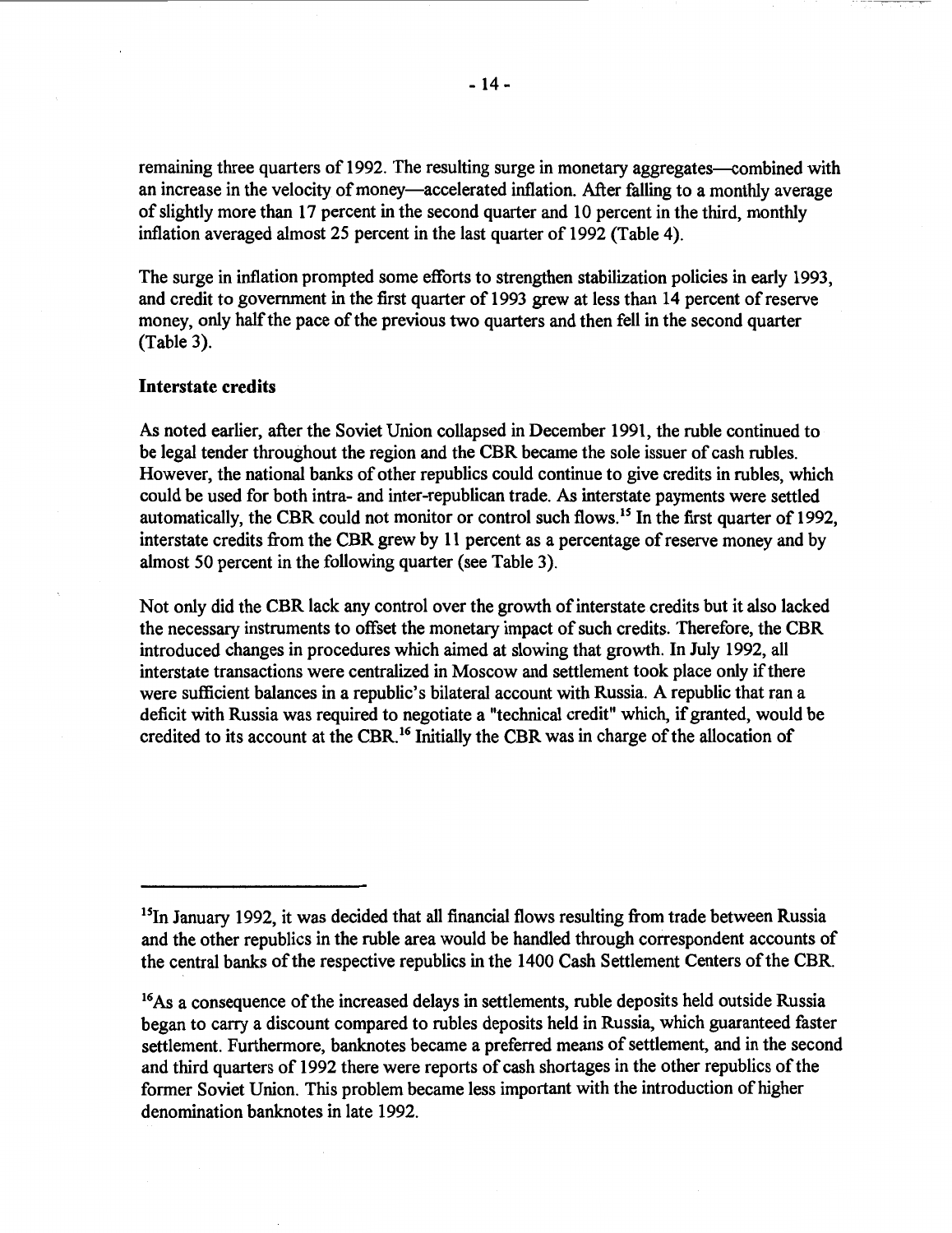remaining three quarters of 1992. The resulting surge in monetary aggregates—combined with an increase in the velocity of money—accelerated inflation. After falling to a monthly average of slightly more than 17 percent in the second quarter and 10 percent in the third, monthly inflation averaged almost 25 percent in the last quarter of 1992 (Table 4).

The surge in inflation prompted some efforts to strengthen stabilization policies in early 1993, and credit to government in the first quarter of 1993 grew at less than 14 percent of reserve money, only half the pace of the previous two quarters and then fell in the second quarter (Table 3).

**Interstate credits**

As noted earlier, after the Soviet Union collapsed in December 1991, the ruble continued to be legal tender throughout the region and the CBR became the sole issuer of cash rubles. However, the national banks of other republics could continue to give credits in rubles, which could be used for both intra- and inter-republican trade. As interstate payments were settled automatically, the CBR could not monitor or control such flows.[15] In the first quarter of 1992, interstate credits from the CBR grew by 11 percent as a percentage of reserve money and by almost 50 percent in the following quarter (see Table 3).

Not only did the CBR lack any control over the growth of interstate credits but it also lacked the necessary instruments to offset the monetary impact of such credits. Therefore, the CBR introduced changes in procedures which aimed at slowing that growth. In July 1992, all interstate transactions were centralized in Moscow and settlement took place only if there were sufficient balances in a republic's bilateral account with Russia. A republic that ran a deficit with Russia was required to negotiate a "technical credit" which, if granted, would be credited to its account at the CBR.[16] Initially the CBR was in charge of the allocation of

---

[15]In January 1992, it was decided that all financial flows resulting from trade between Russia and the other republics in the ruble area would be handled through correspondent accounts of the central banks of the respective republics in the 1400 Cash Settlement Centers of the CBR.

[16]As a consequence of the increased delays in settlements, ruble deposits held outside Russia began to carry a discount compared to rubles deposits held in Russia, which guaranteed faster settlement. Furthermore, banknotes became a preferred means of settlement, and in the second and third quarters of 1992 there were reports of cash shortages in the other republics of the former Soviet Union. This problem became less important with the introduction of higher denomination banknotes in late 1992.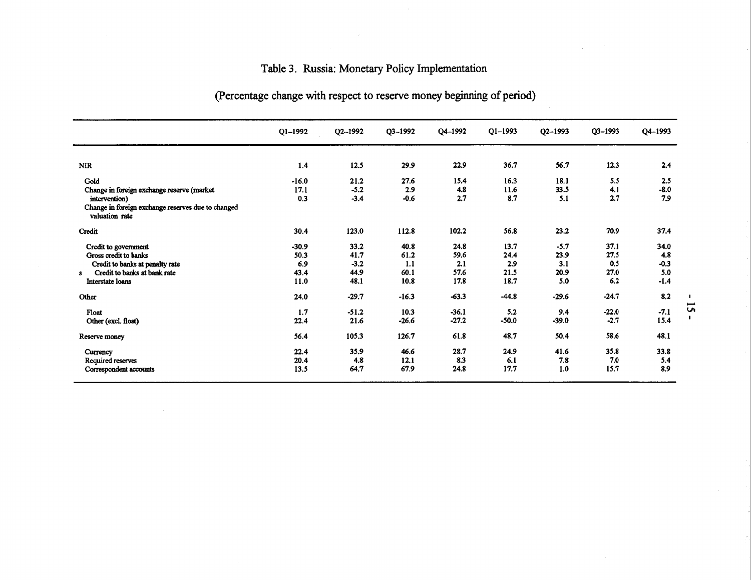# Table 3. Russia: Monetary Policy Implementation

(Percentage change with respect to reserve money beginning of period)

| | Q1–1992 | Q2–1992 | Q3–1992 | Q4–1992 | Q1–1993 | Q2–1993 | Q3–1993 | Q4–1993 |
|---|---|---|---|---|---|---|---|---|
| NIR | 1.4 | 12.5 | 29.9 | 22.9 | 36.7 | 56.7 | 12.3 | 2.4 |
| Gold | -16.0 | 21.2 | 27.6 | 15.4 | 16.3 | 18.1 | 5.5 | 2.5 |
| Change in foreign exchange reserve (market intervention) | 17.1 | -5.2 | 2.9 | 4.8 | 11.6 | 33.5 | 4.1 | -8.0 |
| Change in foreign exchange reserves due to changed valuation rate | 0.3 | -3.4 | -0.6 | 2.7 | 8.7 | 5.1 | 2.7 | 7.9 |
| Credit | 30.4 | 123.0 | 112.8 | 102.2 | 56.8 | 23.2 | 70.9 | 37.4 |
| Credit to government | -30.9 | 33.2 | 40.8 | 24.8 | 13.7 | -5.7 | 37.1 | 34.0 |
| Gross credit to banks | 50.3 | 41.7 | 61.2 | 59.6 | 24.4 | 23.9 | 27.5 | 4.8 |
| Credit to banks at penalty rate | 6.9 | -3.2 | 1.1 | 2.1 | 2.9 | 3.1 | 0.5 | -0.3 |
| Credit to banks at bank rate | 43.4 | 44.9 | 60.1 | 57.6 | 21.5 | 20.9 | 27.0 | 5.0 |
| Interstate loans | 11.0 | 48.1 | 10.8 | 17.8 | 18.7 | 5.0 | 6.2 | -1.4 |
| Other | 24.0 | -29.7 | -16.3 | -63.3 | -44.8 | -29.6 | -24.7 | 8.2 |
| Float | 1.7 | -51.2 | 10.3 | -36.1 | 5.2 | 9.4 | -22.0 | -7.1 |
| Other (excl. float) | 22.4 | 21.6 | -26.6 | -27.2 | -50.0 | -39.0 | -2.7 | 15.4 |
| Reserve money | 56.4 | 105.3 | 126.7 | 61.8 | 48.7 | 50.4 | 58.6 | 48.1 |
| Currency | 22.4 | 35.9 | 46.6 | 28.7 | 24.9 | 41.6 | 35.8 | 33.8 |
| Required reserves | 20.4 | 4.8 | 12.1 | 8.3 | 6.1 | 7.8 | 7.0 | 5.4 |
| Correspondent accounts | 13.5 | 64.7 | 67.9 | 24.8 | 17.7 | 1.0 | 15.7 | 8.9 |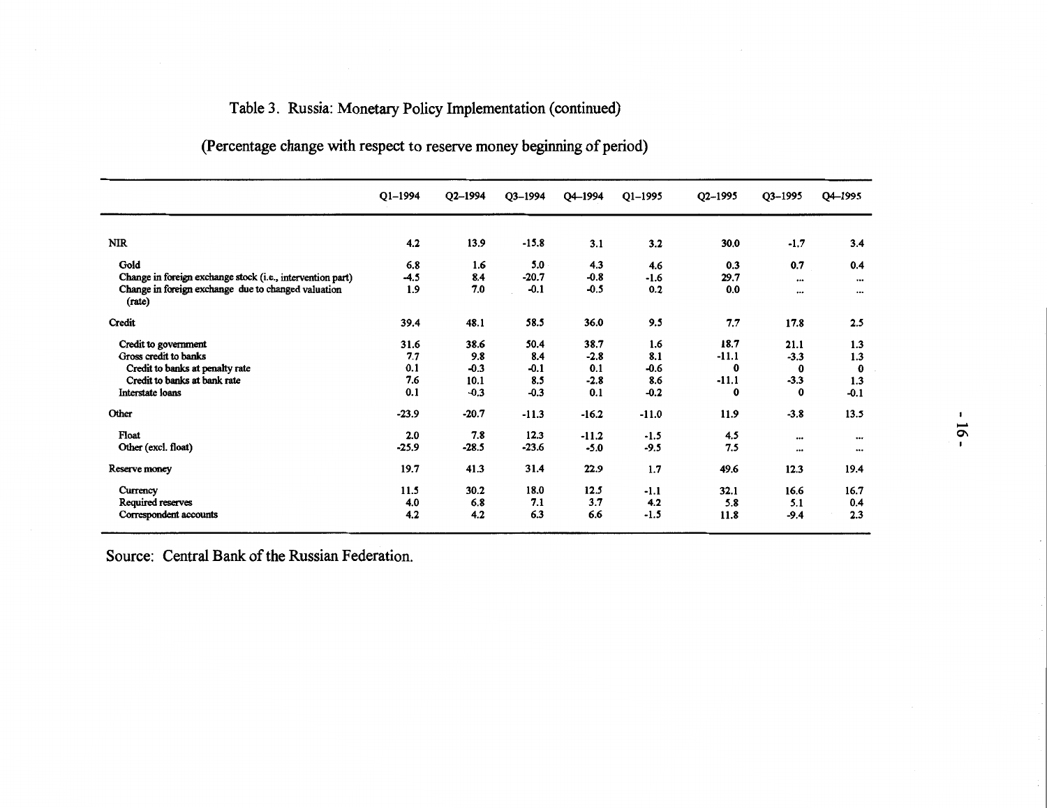# Table 3. Russia: Monetary Policy Implementation (continued)

(Percentage change with respect to reserve money beginning of period)

| | Q1–1994 | Q2–1994 | Q3–1994 | Q4–1994 | Q1–1995 | Q2–1995 | Q3–1995 | Q4–1995 |
|---|---|---|---|---|---|---|---|---|
| NIR | 4.2 | 13.9 | -15.8 | 3.1 | 3.2 | 30.0 | -1.7 | 3.4 |
| Gold | 6.8 | 1.6 | 5.0 | 4.3 | 4.6 | 0.3 | 0.7 | 0.4 |
| Change in foreign exchange stock (i.e., intervention part) | -4.5 | 8.4 | -20.7 | -0.8 | -1.6 | 29.7 | ... | ... |
| Change in foreign exchange due to changed valuation (rate) | 1.9 | 7.0 | -0.1 | -0.5 | 0.2 | 0.0 | ... | ... |
| Credit | 39.4 | 48.1 | 58.5 | 36.0 | 9.5 | 7.7 | 17.8 | 2.5 |
| Credit to government | 31.6 | 38.6 | 50.4 | 38.7 | 1.6 | 18.7 | 21.1 | 1.3 |
| Gross credit to banks | 7.7 | 9.8 | 8.4 | -2.8 | 8.1 | -11.1 | -3.3 | 1.3 |
| Credit to banks at penalty rate | 0.1 | -0.3 | -0.1 | 0.1 | -0.6 | 0 | 0 | 0 |
| Credit to banks at bank rate | 7.6 | 10.1 | 8.5 | -2.8 | 8.6 | -11.1 | -3.3 | 1.3 |
| Interstate loans | 0.1 | -0.3 | -0.3 | 0.1 | -0.2 | 0 | 0 | -0.1 |
| Other | -23.9 | -20.7 | -11.3 | -16.2 | -11.0 | 11.9 | -3.8 | 13.5 |
| Float | 2.0 | 7.8 | 12.3 | -11.2 | -1.5 | 4.5 | ... | ... |
| Other (excl. float) | -25.9 | -28.5 | -23.6 | -5.0 | -9.5 | 7.5 | ... | ... |
| Reserve money | 19.7 | 41.3 | 31.4 | 22.9 | 1.7 | 49.6 | 12.3 | 19.4 |
| Currency | 11.5 | 30.2 | 18.0 | 12.5 | -1.1 | 32.1 | 16.6 | 16.7 |
| Required reserves | 4.0 | 6.8 | 7.1 | 3.7 | 4.2 | 5.8 | 5.1 | 0.4 |
| Correspondent accounts | 4.2 | 4.2 | 6.3 | 6.6 | -1.5 | 11.8 | -9.4 | 2.3 |

Source: Central Bank of the Russian Federation.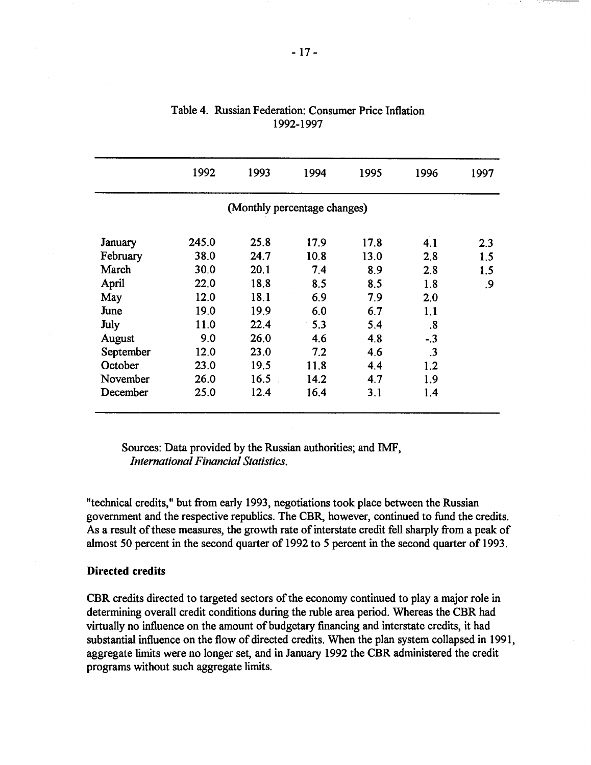Table 4. Russian Federation: Consumer Price Inflation 1992-1997

| | 1992 | 1993 | 1994 | 1995 | 1996 | 1997 |
|---|---|---|---|---|---|---|
| | (Monthly percentage changes) | | | | | |
| January | 245.0 | 25.8 | 17.9 | 17.8 | 4.1 | 2.3 |
| February | 38.0 | 24.7 | 10.8 | 13.0 | 2.8 | 1.5 |
| March | 30.0 | 20.1 | 7.4 | 8.9 | 2.8 | 1.5 |
| April | 22.0 | 18.8 | 8.5 | 8.5 | 1.8 | .9 |
| May | 12.0 | 18.1 | 6.9 | 7.9 | 2.0 | |
| June | 19.0 | 19.9 | 6.0 | 6.7 | 1.1 | |
| July | 11.0 | 22.4 | 5.3 | 5.4 | .8 | |
| August | 9.0 | 26.0 | 4.6 | 4.8 | -.3 | |
| September | 12.0 | 23.0 | 7.2 | 4.6 | .3 | |
| October | 23.0 | 19.5 | 11.8 | 4.4 | 1.2 | |
| November | 26.0 | 16.5 | 14.2 | 4.7 | 1.9 | |
| December | 25.0 | 12.4 | 16.4 | 3.1 | 1.4 | |

Sources: Data provided by the Russian authorities; and IMF, *International Financial Statistics.*

"technical credits," but from early 1993, negotiations took place between the Russian government and the respective republics. The CBR, however, continued to fund the credits. As a result of these measures, the growth rate of interstate credit fell sharply from a peak of almost 50 percent in the second quarter of 1992 to 5 percent in the second quarter of 1993.

**Directed credits**

CBR credits directed to targeted sectors of the economy continued to play a major role in determining overall credit conditions during the ruble area period. Whereas the CBR had virtually no influence on the amount of budgetary financing and interstate credits, it had substantial influence on the flow of directed credits. When the plan system collapsed in 1991, aggregate limits were no longer set, and in January 1992 the CBR administered the credit programs without such aggregate limits.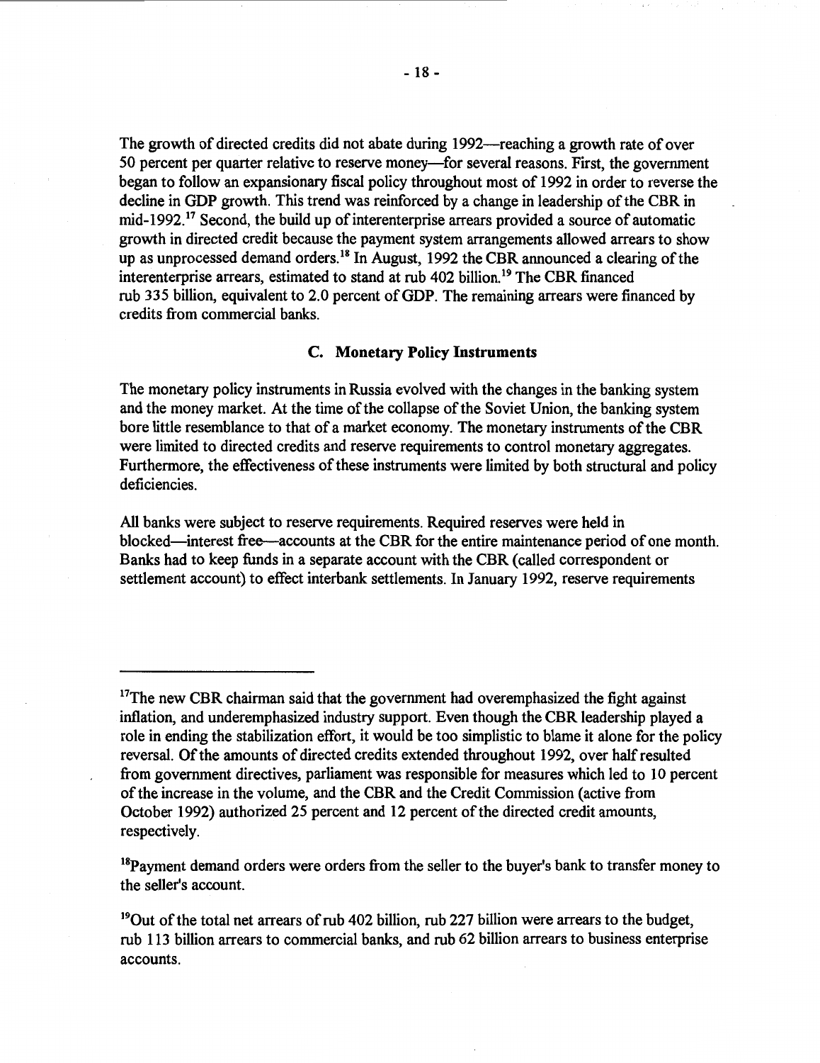The growth of directed credits did not abate during 1992—reaching a growth rate of over 50 percent per quarter relative to reserve money—for several reasons. First, the government began to follow an expansionary fiscal policy throughout most of 1992 in order to reverse the decline in GDP growth. This trend was reinforced by a change in leadership of the CBR in mid-1992.[17] Second, the build up of interenterprise arrears provided a source of automatic growth in directed credit because the payment system arrangements allowed arrears to show up as unprocessed demand orders.[18] In August, 1992 the CBR announced a clearing of the interenterprise arrears, estimated to stand at rub 402 billion.[19] The CBR financed rub 335 billion, equivalent to 2.0 percent of GDP. The remaining arrears were financed by credits from commercial banks.

### C. Monetary Policy Instruments

The monetary policy instruments in Russia evolved with the changes in the banking system and the money market. At the time of the collapse of the Soviet Union, the banking system bore little resemblance to that of a market economy. The monetary instruments of the CBR were limited to directed credits and reserve requirements to control monetary aggregates. Furthermore, the effectiveness of these instruments were limited by both structural and policy deficiencies.

All banks were subject to reserve requirements. Required reserves were held in blocked—interest free—accounts at the CBR for the entire maintenance period of one month. Banks had to keep funds in a separate account with the CBR (called correspondent or settlement account) to effect interbank settlements. In January 1992, reserve requirements

---

[17]The new CBR chairman said that the government had overemphasized the fight against inflation, and underemphasized industry support. Even though the CBR leadership played a role in ending the stabilization effort, it would be too simplistic to blame it alone for the policy reversal. Of the amounts of directed credits extended throughout 1992, over half resulted from government directives, parliament was responsible for measures which led to 10 percent of the increase in the volume, and the CBR and the Credit Commission (active from October 1992) authorized 25 percent and 12 percent of the directed credit amounts, respectively.

[18]Payment demand orders were orders from the seller to the buyer's bank to transfer money to the seller's account.

[19]Out of the total net arrears of rub 402 billion, rub 227 billion were arrears to the budget, rub 113 billion arrears to commercial banks, and rub 62 billion arrears to business enterprise accounts.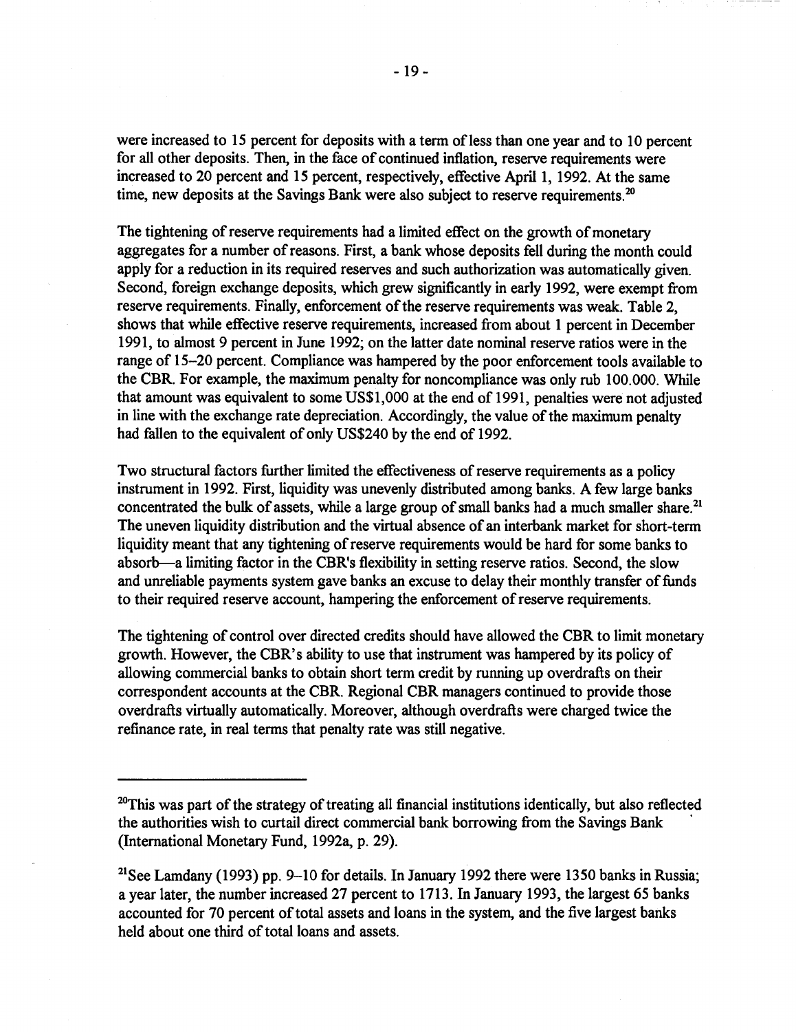were increased to 15 percent for deposits with a term of less than one year and to 10 percent for all other deposits. Then, in the face of continued inflation, reserve requirements were increased to 20 percent and 15 percent, respectively, effective April 1, 1992. At the same time, new deposits at the Savings Bank were also subject to reserve requirements.[20]

The tightening of reserve requirements had a limited effect on the growth of monetary aggregates for a number of reasons. First, a bank whose deposits fell during the month could apply for a reduction in its required reserves and such authorization was automatically given. Second, foreign exchange deposits, which grew significantly in early 1992, were exempt from reserve requirements. Finally, enforcement of the reserve requirements was weak. Table 2, shows that while effective reserve requirements, increased from about 1 percent in December 1991, to almost 9 percent in June 1992; on the latter date nominal reserve ratios were in the range of 15–20 percent. Compliance was hampered by the poor enforcement tools available to the CBR. For example, the maximum penalty for noncompliance was only rub 100.000. While that amount was equivalent to some US$1,000 at the end of 1991, penalties were not adjusted in line with the exchange rate depreciation. Accordingly, the value of the maximum penalty had fallen to the equivalent of only US$240 by the end of 1992.

Two structural factors further limited the effectiveness of reserve requirements as a policy instrument in 1992. First, liquidity was unevenly distributed among banks. A few large banks concentrated the bulk of assets, while a large group of small banks had a much smaller share.[21] The uneven liquidity distribution and the virtual absence of an interbank market for short-term liquidity meant that any tightening of reserve requirements would be hard for some banks to absorb—a limiting factor in the CBR's flexibility in setting reserve ratios. Second, the slow and unreliable payments system gave banks an excuse to delay their monthly transfer of funds to their required reserve account, hampering the enforcement of reserve requirements.

The tightening of control over directed credits should have allowed the CBR to limit monetary growth. However, the CBR's ability to use that instrument was hampered by its policy of allowing commercial banks to obtain short term credit by running up overdrafts on their correspondent accounts at the CBR. Regional CBR managers continued to provide those overdrafts virtually automatically. Moreover, although overdrafts were charged twice the refinance rate, in real terms that penalty rate was still negative.

---

[20]This was part of the strategy of treating all financial institutions identically, but also reflected the authorities wish to curtail direct commercial bank borrowing from the Savings Bank (International Monetary Fund, 1992a, p. 29).

[21]See Lamdany (1993) pp. 9–10 for details. In January 1992 there were 1350 banks in Russia; a year later, the number increased 27 percent to 1713. In January 1993, the largest 65 banks accounted for 70 percent of total assets and loans in the system, and the five largest banks held about one third of total loans and assets.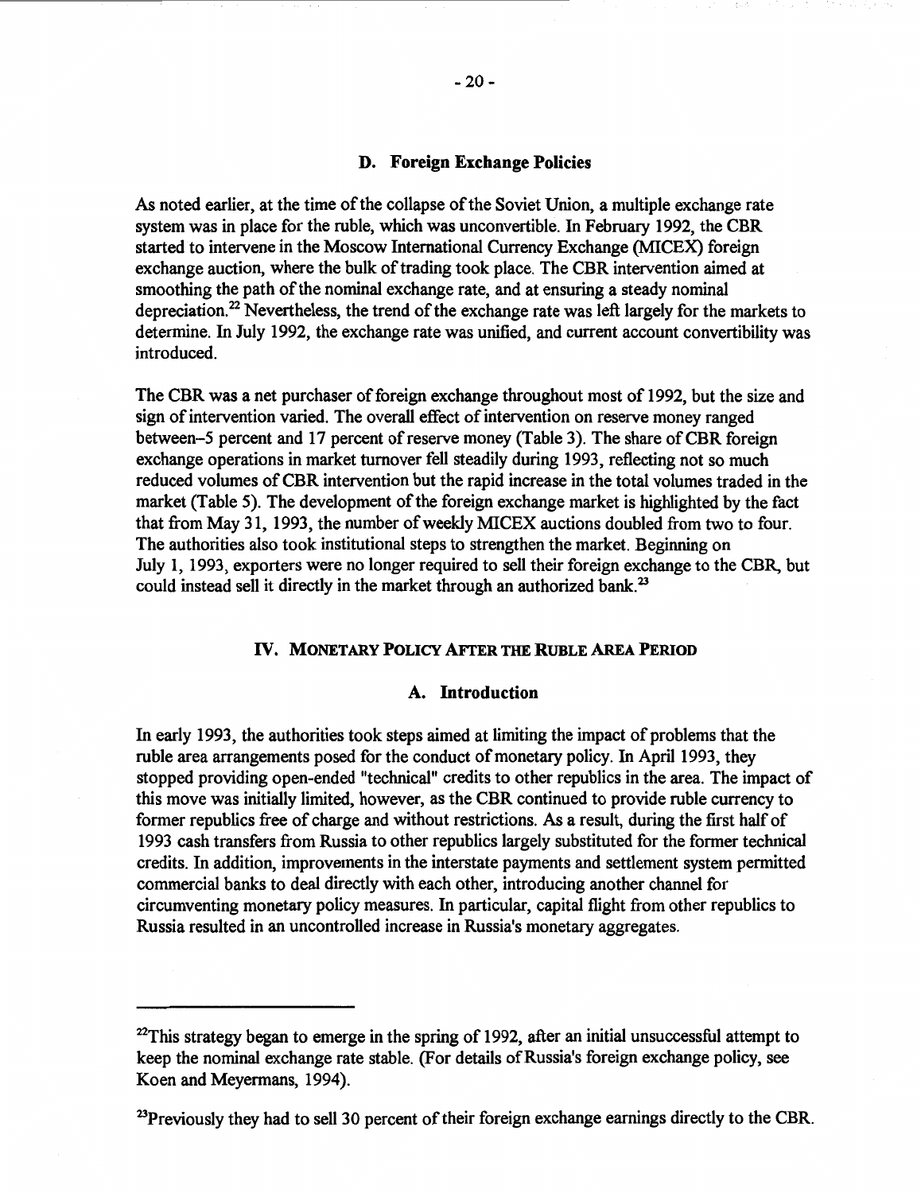### D. Foreign Exchange Policies

As noted earlier, at the time of the collapse of the Soviet Union, a multiple exchange rate system was in place for the ruble, which was unconvertible. In February 1992, the CBR started to intervene in the Moscow International Currency Exchange (MICEX) foreign exchange auction, where the bulk of trading took place. The CBR intervention aimed at smoothing the path of the nominal exchange rate, and at ensuring a steady nominal depreciation.[22] Nevertheless, the trend of the exchange rate was left largely for the markets to determine. In July 1992, the exchange rate was unified, and current account convertibility was introduced.

The CBR was a net purchaser of foreign exchange throughout most of 1992, but the size and sign of intervention varied. The overall effect of intervention on reserve money ranged between–5 percent and 17 percent of reserve money (Table 3). The share of CBR foreign exchange operations in market turnover fell steadily during 1993, reflecting not so much reduced volumes of CBR intervention but the rapid increase in the total volumes traded in the market (Table 5). The development of the foreign exchange market is highlighted by the fact that from May 31, 1993, the number of weekly MICEX auctions doubled from two to four. The authorities also took institutional steps to strengthen the market. Beginning on July 1, 1993, exporters were no longer required to sell their foreign exchange to the CBR, but could instead sell it directly in the market through an authorized bank.[23]

## IV. Monetary Policy After the Ruble Area Period

### A. Introduction

In early 1993, the authorities took steps aimed at limiting the impact of problems that the ruble area arrangements posed for the conduct of monetary policy. In April 1993, they stopped providing open-ended "technical" credits to other republics in the area. The impact of this move was initially limited, however, as the CBR continued to provide ruble currency to former republics free of charge and without restrictions. As a result, during the first half of 1993 cash transfers from Russia to other republics largely substituted for the former technical credits. In addition, improvements in the interstate payments and settlement system permitted commercial banks to deal directly with each other, introducing another channel for circumventing monetary policy measures. In particular, capital flight from other republics to Russia resulted in an uncontrolled increase in Russia's monetary aggregates.

---

[22] This strategy began to emerge in the spring of 1992, after an initial unsuccessful attempt to keep the nominal exchange rate stable. (For details of Russia's foreign exchange policy, see Koen and Meyermans, 1994).

[23] Previously they had to sell 30 percent of their foreign exchange earnings directly to the CBR.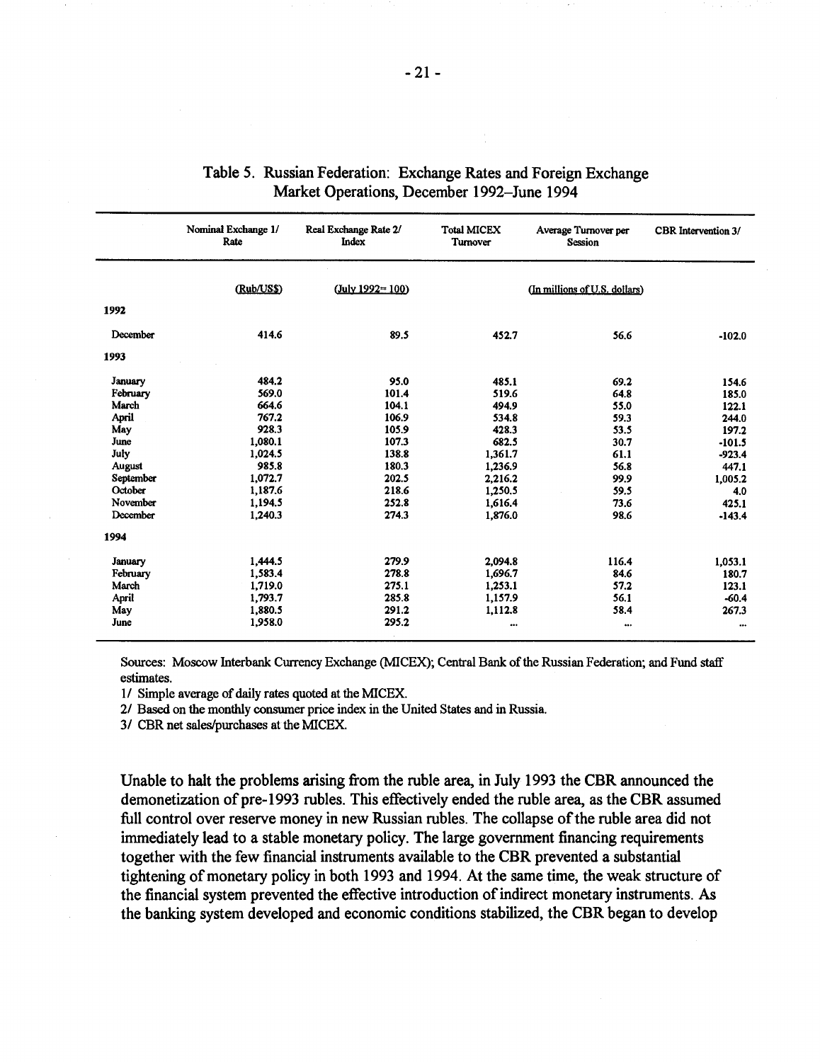Table 5. Russian Federation: Exchange Rates and Foreign Exchange Market Operations, December 1992–June 1994

| | Nominal Exchange 1/ Rate | Real Exchange Rate 2/ Index | Total MICEX Turnover | Average Turnover per Session | CBR Intervention 3/ |
|---|---|---|---|---|---|
| | (Rub/US$) | (July 1992= 100) | (In millions of U.S. dollars) | | |
| **1992** | | | | | |
| December | 414.6 | 89.5 | 452.7 | 56.6 | -102.0 |
| **1993** | | | | | |
| January | 484.2 | 95.0 | 485.1 | 69.2 | 154.6 |
| February | 569.0 | 101.4 | 519.6 | 64.8 | 185.0 |
| March | 664.6 | 104.1 | 494.9 | 55.0 | 122.1 |
| April | 767.2 | 106.9 | 534.8 | 59.3 | 244.0 |
| May | 928.3 | 105.9 | 428.3 | 53.5 | 197.2 |
| June | 1,080.1 | 107.3 | 682.5 | 30.7 | -101.5 |
| July | 1,024.5 | 138.8 | 1,361.7 | 61.1 | -923.4 |
| August | 985.8 | 180.3 | 1,236.9 | 56.8 | 447.1 |
| September | 1,072.7 | 202.5 | 2,216.2 | 99.9 | 1,005.2 |
| October | 1,187.6 | 218.6 | 1,250.5 | 59.5 | 4.0 |
| November | 1,194.5 | 252.8 | 1,616.4 | 73.6 | 425.1 |
| December | 1,240.3 | 274.3 | 1,876.0 | 98.6 | -143.4 |
| **1994** | | | | | |
| January | 1,444.5 | 279.9 | 2,094.8 | 116.4 | 1,053.1 |
| February | 1,583.4 | 278.8 | 1,696.7 | 84.6 | 180.7 |
| March | 1,719.0 | 275.1 | 1,253.1 | 57.2 | 123.1 |
| April | 1,793.7 | 285.8 | 1,157.9 | 56.1 | -60.4 |
| May | 1,880.5 | 291.2 | 1,112.8 | 58.4 | 267.3 |
| June | 1,958.0 | 295.2 | ... | ... | ... |

Sources: Moscow Interbank Currency Exchange (MICEX); Central Bank of the Russian Federation; and Fund staff estimates.

1/ Simple average of daily rates quoted at the MICEX.

2/ Based on the monthly consumer price index in the United States and in Russia.

3/ CBR net sales/purchases at the MICEX.

Unable to halt the problems arising from the ruble area, in July 1993 the CBR announced the demonetization of pre-1993 rubles. This effectively ended the ruble area, as the CBR assumed full control over reserve money in new Russian rubles. The collapse of the ruble area did not immediately lead to a stable monetary policy. The large government financing requirements together with the few financial instruments available to the CBR prevented a substantial tightening of monetary policy in both 1993 and 1994. At the same time, the weak structure of the financial system prevented the effective introduction of indirect monetary instruments. As the banking system developed and economic conditions stabilized, the CBR began to develop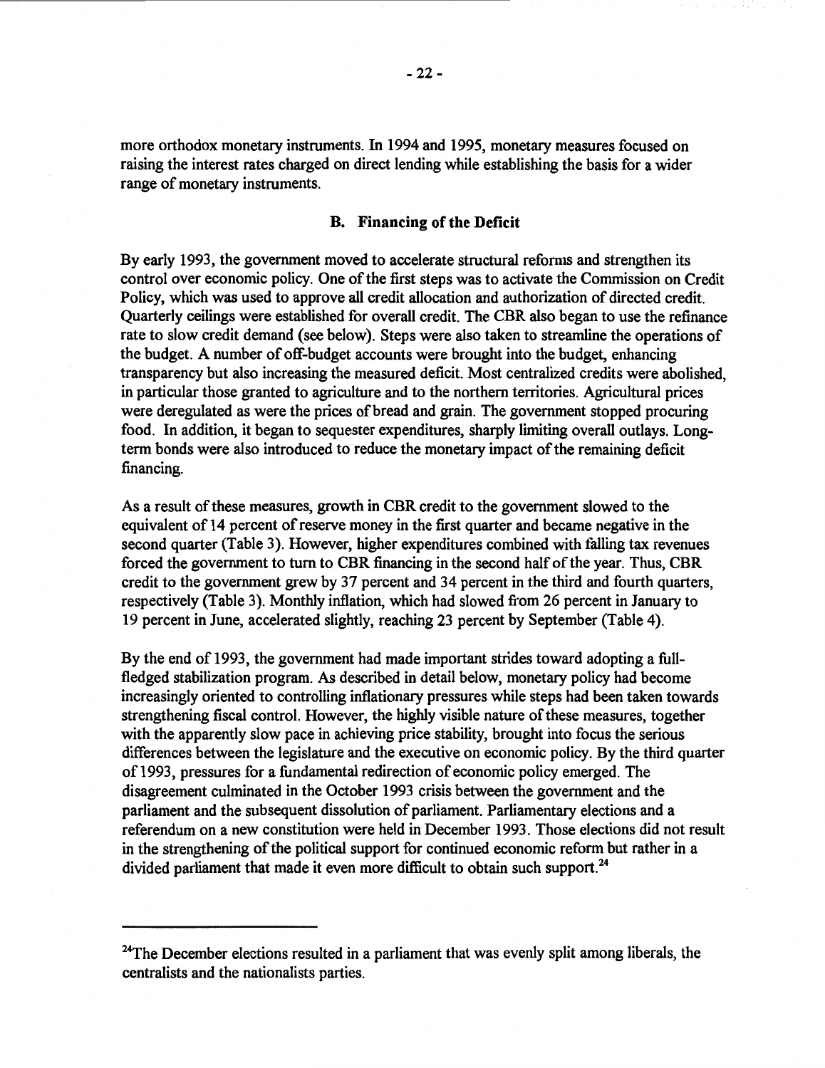more orthodox monetary instruments. In 1994 and 1995, monetary measures focused on raising the interest rates charged on direct lending while establishing the basis for a wider range of monetary instruments.

## B. Financing of the Deficit

By early 1993, the government moved to accelerate structural reforms and strengthen its control over economic policy. One of the first steps was to activate the Commission on Credit Policy, which was used to approve all credit allocation and authorization of directed credit. Quarterly ceilings were established for overall credit. The CBR also began to use the refinance rate to slow credit demand (see below). Steps were also taken to streamline the operations of the budget. A number of off-budget accounts were brought into the budget, enhancing transparency but also increasing the measured deficit. Most centralized credits were abolished, in particular those granted to agriculture and to the northern territories. Agricultural prices were deregulated as were the prices of bread and grain. The government stopped procuring food. In addition, it began to sequester expenditures, sharply limiting overall outlays. Long-term bonds were also introduced to reduce the monetary impact of the remaining deficit financing.

As a result of these measures, growth in CBR credit to the government slowed to the equivalent of 14 percent of reserve money in the first quarter and became negative in the second quarter (Table 3). However, higher expenditures combined with falling tax revenues forced the government to turn to CBR financing in the second half of the year. Thus, CBR credit to the government grew by 37 percent and 34 percent in the third and fourth quarters, respectively (Table 3). Monthly inflation, which had slowed from 26 percent in January to 19 percent in June, accelerated slightly, reaching 23 percent by September (Table 4).

By the end of 1993, the government had made important strides toward adopting a full-fledged stabilization program. As described in detail below, monetary policy had become increasingly oriented to controlling inflationary pressures while steps had been taken towards strengthening fiscal control. However, the highly visible nature of these measures, together with the apparently slow pace in achieving price stability, brought into focus the serious differences between the legislature and the executive on economic policy. By the third quarter of 1993, pressures for a fundamental redirection of economic policy emerged. The disagreement culminated in the October 1993 crisis between the government and the parliament and the subsequent dissolution of parliament. Parliamentary elections and a referendum on a new constitution were held in December 1993. Those elections did not result in the strengthening of the political support for continued economic reform but rather in a divided parliament that made it even more difficult to obtain such support.[24]

---

[24]The December elections resulted in a parliament that was evenly split among liberals, the centralists and the nationalists parties.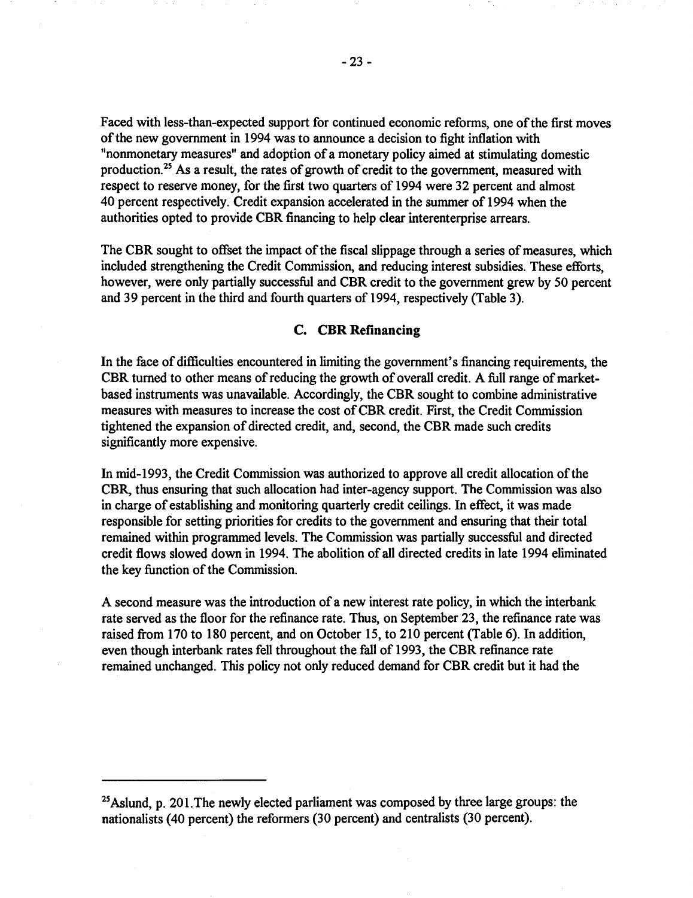Faced with less-than-expected support for continued economic reforms, one of the first moves of the new government in 1994 was to announce a decision to fight inflation with "nonmonetary measures" and adoption of a monetary policy aimed at stimulating domestic production.[25] As a result, the rates of growth of credit to the government, measured with respect to reserve money, for the first two quarters of 1994 were 32 percent and almost 40 percent respectively. Credit expansion accelerated in the summer of 1994 when the authorities opted to provide CBR financing to help clear interenterprise arrears.

The CBR sought to offset the impact of the fiscal slippage through a series of measures, which included strengthening the Credit Commission, and reducing interest subsidies. These efforts, however, were only partially successful and CBR credit to the government grew by 50 percent and 39 percent in the third and fourth quarters of 1994, respectively (Table 3).

### C. CBR Refinancing

In the face of difficulties encountered in limiting the government's financing requirements, the CBR turned to other means of reducing the growth of overall credit. A full range of market-based instruments was unavailable. Accordingly, the CBR sought to combine administrative measures with measures to increase the cost of CBR credit. First, the Credit Commission tightened the expansion of directed credit, and, second, the CBR made such credits significantly more expensive.

In mid-1993, the Credit Commission was authorized to approve all credit allocation of the CBR, thus ensuring that such allocation had inter-agency support. The Commission was also in charge of establishing and monitoring quarterly credit ceilings. In effect, it was made responsible for setting priorities for credits to the government and ensuring that their total remained within programmed levels. The Commission was partially successful and directed credit flows slowed down in 1994. The abolition of all directed credits in late 1994 eliminated the key function of the Commission.

A second measure was the introduction of a new interest rate policy, in which the interbank rate served as the floor for the refinance rate. Thus, on September 23, the refinance rate was raised from 170 to 180 percent, and on October 15, to 210 percent (Table 6). In addition, even though interbank rates fell throughout the fall of 1993, the CBR refinance rate remained unchanged. This policy not only reduced demand for CBR credit but it had the

---

[25] Aslund, p. 201. The newly elected parliament was composed by three large groups: the nationalists (40 percent) the reformers (30 percent) and centralists (30 percent).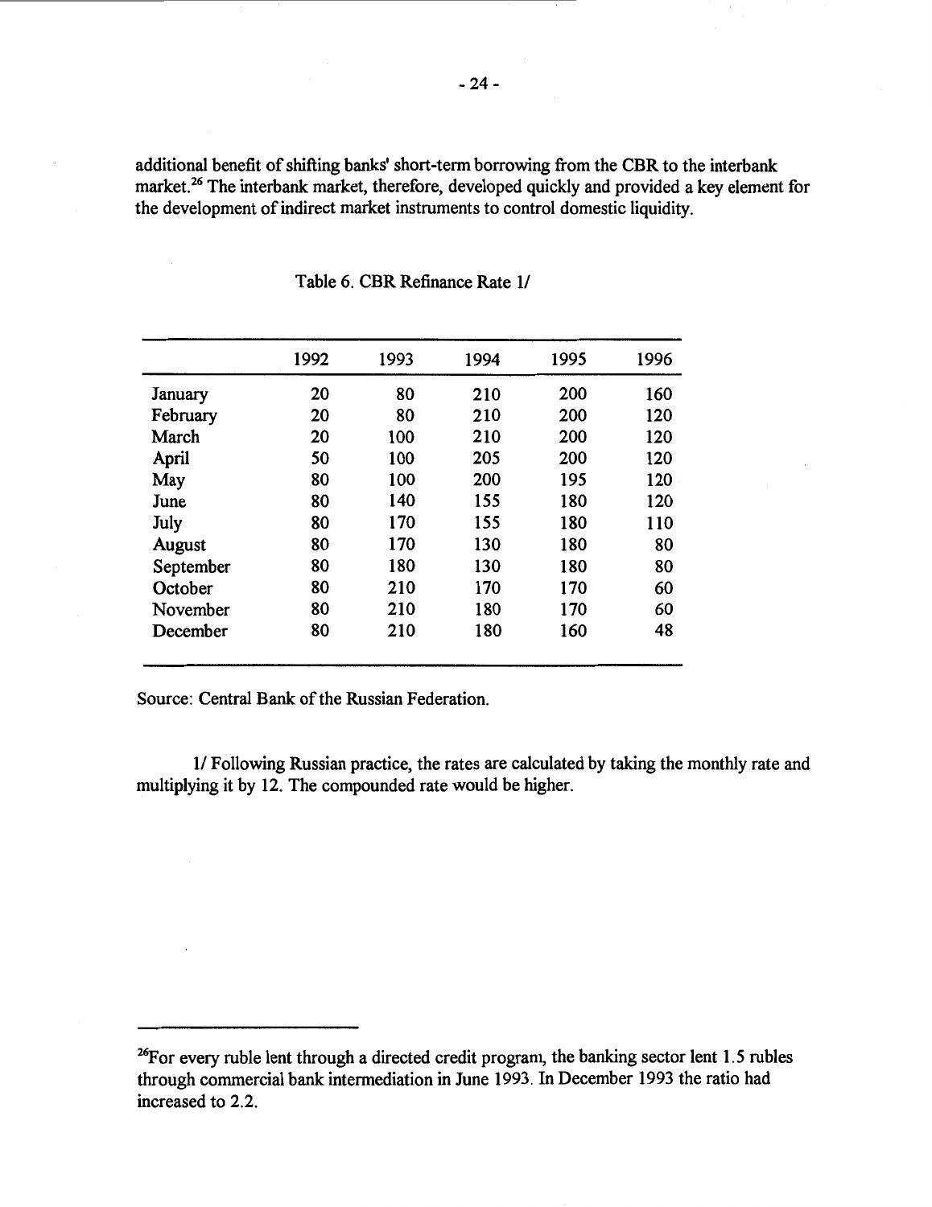additional benefit of shifting banks' short-term borrowing from the CBR to the interbank market.[26] The interbank market, therefore, developed quickly and provided a key element for the development of indirect market instruments to control domestic liquidity.

Table 6. CBR Refinance Rate 1/

| | 1992 | 1993 | 1994 | 1995 | 1996 |
|---|---|---|---|---|---|
| January | 20 | 80 | 210 | 200 | 160 |
| February | 20 | 80 | 210 | 200 | 120 |
| March | 20 | 100 | 210 | 200 | 120 |
| April | 50 | 100 | 205 | 200 | 120 |
| May | 80 | 100 | 200 | 195 | 120 |
| June | 80 | 140 | 155 | 180 | 120 |
| July | 80 | 170 | 155 | 180 | 110 |
| August | 80 | 170 | 130 | 180 | 80 |
| September | 80 | 180 | 130 | 180 | 80 |
| October | 80 | 210 | 170 | 170 | 60 |
| November | 80 | 210 | 180 | 170 | 60 |
| December | 80 | 210 | 180 | 160 | 48 |

Source: Central Bank of the Russian Federation.

1/ Following Russian practice, the rates are calculated by taking the monthly rate and multiplying it by 12. The compounded rate would be higher.

[26] For every ruble lent through a directed credit program, the banking sector lent 1.5 rubles through commercial bank intermediation in June 1993. In December 1993 the ratio had increased to 2.2.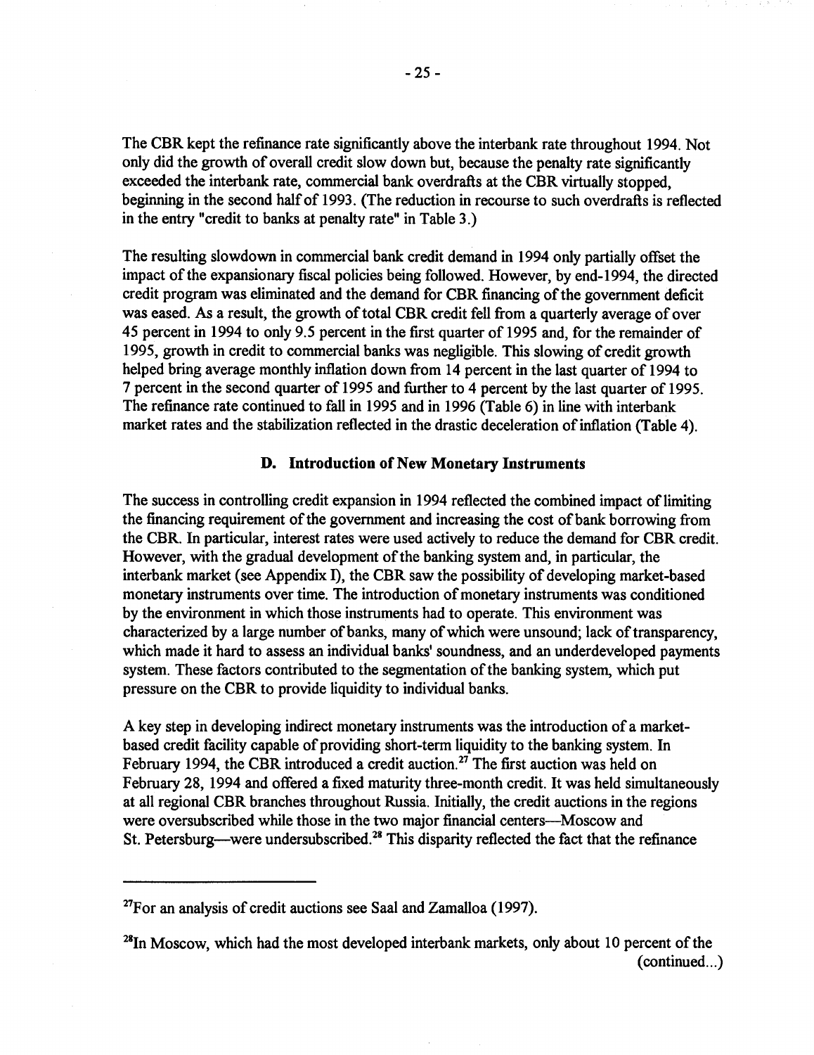The CBR kept the refinance rate significantly above the interbank rate throughout 1994. Not only did the growth of overall credit slow down but, because the penalty rate significantly exceeded the interbank rate, commercial bank overdrafts at the CBR virtually stopped, beginning in the second half of 1993. (The reduction in recourse to such overdrafts is reflected in the entry "credit to banks at penalty rate" in Table 3.)

The resulting slowdown in commercial bank credit demand in 1994 only partially offset the impact of the expansionary fiscal policies being followed. However, by end-1994, the directed credit program was eliminated and the demand for CBR financing of the government deficit was eased. As a result, the growth of total CBR credit fell from a quarterly average of over 45 percent in 1994 to only 9.5 percent in the first quarter of 1995 and, for the remainder of 1995, growth in credit to commercial banks was negligible. This slowing of credit growth helped bring average monthly inflation down from 14 percent in the last quarter of 1994 to 7 percent in the second quarter of 1995 and further to 4 percent by the last quarter of 1995. The refinance rate continued to fall in 1995 and in 1996 (Table 6) in line with interbank market rates and the stabilization reflected in the drastic deceleration of inflation (Table 4).

### D. Introduction of New Monetary Instruments

The success in controlling credit expansion in 1994 reflected the combined impact of limiting the financing requirement of the government and increasing the cost of bank borrowing from the CBR. In particular, interest rates were used actively to reduce the demand for CBR credit. However, with the gradual development of the banking system and, in particular, the interbank market (see Appendix I), the CBR saw the possibility of developing market-based monetary instruments over time. The introduction of monetary instruments was conditioned by the environment in which those instruments had to operate. This environment was characterized by a large number of banks, many of which were unsound; lack of transparency, which made it hard to assess an individual banks' soundness, and an underdeveloped payments system. These factors contributed to the segmentation of the banking system, which put pressure on the CBR to provide liquidity to individual banks.

A key step in developing indirect monetary instruments was the introduction of a market-based credit facility capable of providing short-term liquidity to the banking system. In February 1994, the CBR introduced a credit auction.[27] The first auction was held on February 28, 1994 and offered a fixed maturity three-month credit. It was held simultaneously at all regional CBR branches throughout Russia. Initially, the credit auctions in the regions were oversubscribed while those in the two major financial centers—Moscow and St. Petersburg—were undersubscribed.[28] This disparity reflected the fact that the refinance

---

[27]For an analysis of credit auctions see Saal and Zamalloa (1997).

[28]In Moscow, which had the most developed interbank markets, only about 10 percent of the (continued...)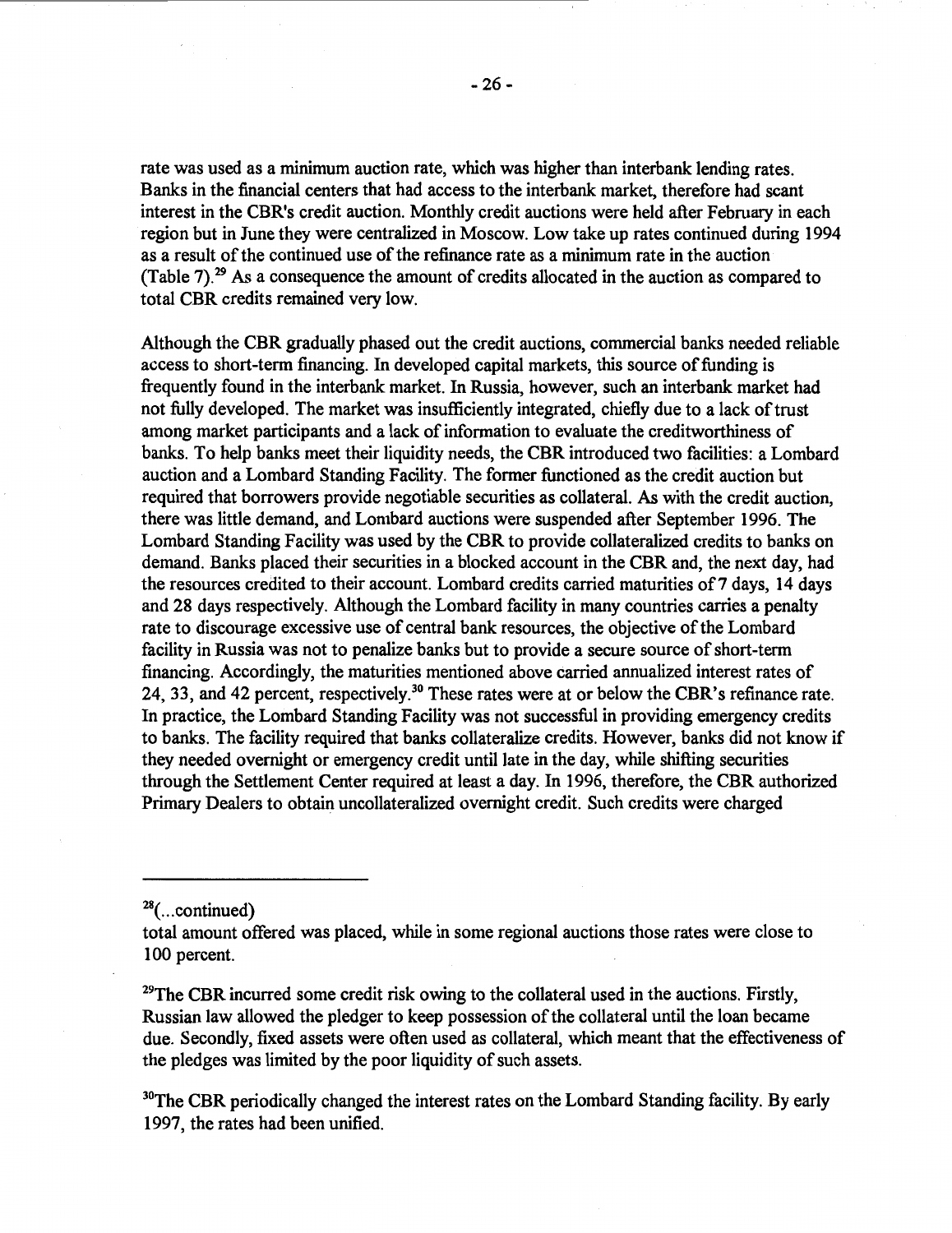rate was used as a minimum auction rate, which was higher than interbank lending rates. Banks in the financial centers that had access to the interbank market, therefore had scant interest in the CBR's credit auction. Monthly credit auctions were held after February in each region but in June they were centralized in Moscow. Low take up rates continued during 1994 as a result of the continued use of the refinance rate as a minimum rate in the auction (Table 7).[29] As a consequence the amount of credits allocated in the auction as compared to total CBR credits remained very low.

Although the CBR gradually phased out the credit auctions, commercial banks needed reliable access to short-term financing. In developed capital markets, this source of funding is frequently found in the interbank market. In Russia, however, such an interbank market had not fully developed. The market was insufficiently integrated, chiefly due to a lack of trust among market participants and a lack of information to evaluate the creditworthiness of banks. To help banks meet their liquidity needs, the CBR introduced two facilities: a Lombard auction and a Lombard Standing Facility. The former functioned as the credit auction but required that borrowers provide negotiable securities as collateral. As with the credit auction, there was little demand, and Lombard auctions were suspended after September 1996. The Lombard Standing Facility was used by the CBR to provide collateralized credits to banks on demand. Banks placed their securities in a blocked account in the CBR and, the next day, had the resources credited to their account. Lombard credits carried maturities of 7 days, 14 days and 28 days respectively. Although the Lombard facility in many countries carries a penalty rate to discourage excessive use of central bank resources, the objective of the Lombard facility in Russia was not to penalize banks but to provide a secure source of short-term financing. Accordingly, the maturities mentioned above carried annualized interest rates of 24, 33, and 42 percent, respectively.[30] These rates were at or below the CBR's refinance rate. In practice, the Lombard Standing Facility was not successful in providing emergency credits to banks. The facility required that banks collateralize credits. However, banks did not know if they needed overnight or emergency credit until late in the day, while shifting securities through the Settlement Center required at least a day. In 1996, therefore, the CBR authorized Primary Dealers to obtain uncollateralized overnight credit. Such credits were charged

---

[28](...continued)
total amount offered was placed, while in some regional auctions those rates were close to 100 percent.

[29]The CBR incurred some credit risk owing to the collateral used in the auctions. Firstly, Russian law allowed the pledger to keep possession of the collateral until the loan became due. Secondly, fixed assets were often used as collateral, which meant that the effectiveness of the pledges was limited by the poor liquidity of such assets.

[30]The CBR periodically changed the interest rates on the Lombard Standing facility. By early 1997, the rates had been unified.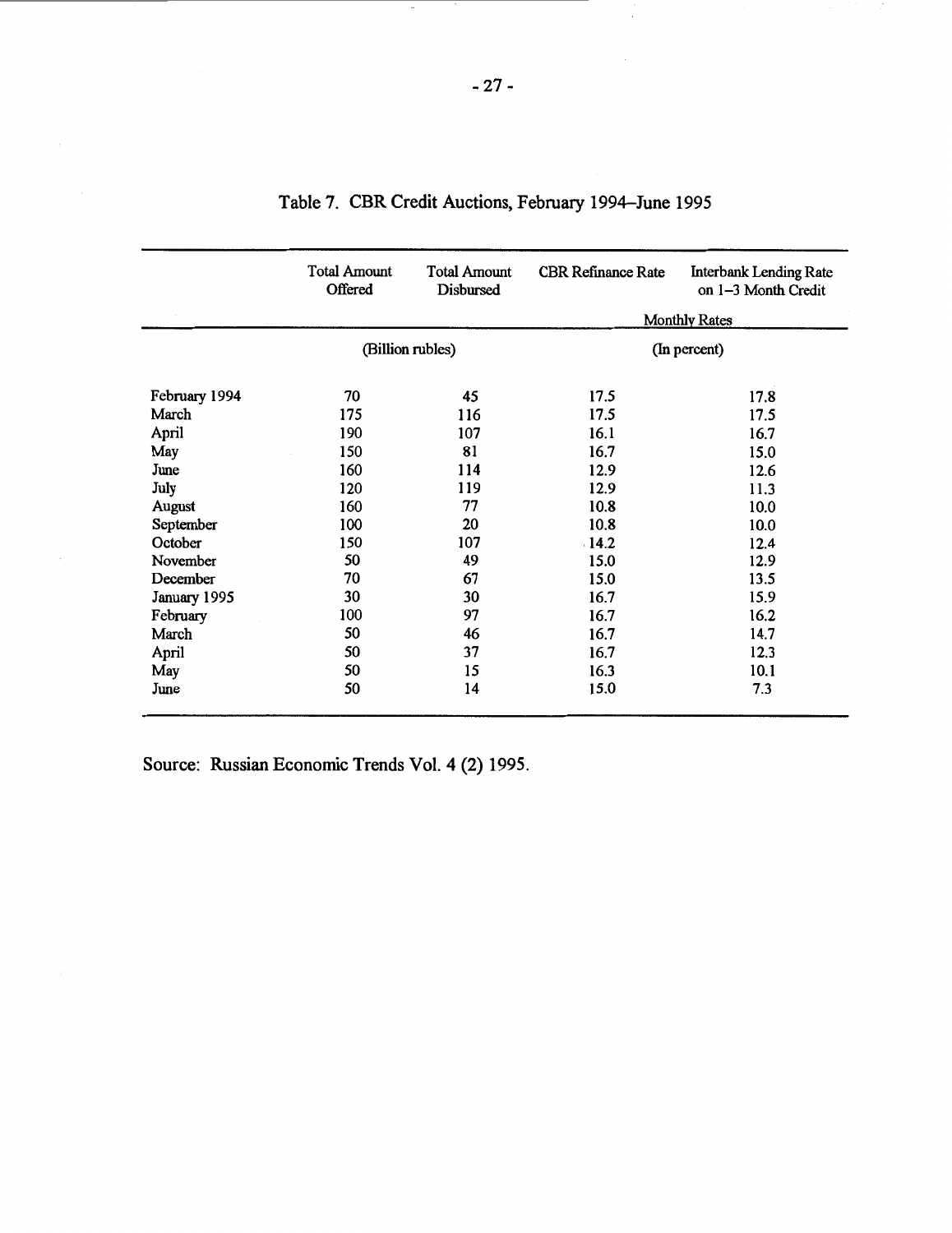# Table 7. CBR Credit Auctions, February 1994–June 1995

| | Total Amount Offered | Total Amount Disbursed | CBR Refinance Rate | Interbank Lending Rate on 1–3 Month Credit |
|---|---|---|---|---|
| | | | Monthly Rates | |
| | (Billion rubles) | | (In percent) | |
| February 1994 | 70 | 45 | 17.5 | 17.8 |
| March | 175 | 116 | 17.5 | 17.5 |
| April | 190 | 107 | 16.1 | 16.7 |
| May | 150 | 81 | 16.7 | 15.0 |
| June | 160 | 114 | 12.9 | 12.6 |
| July | 120 | 119 | 12.9 | 11.3 |
| August | 160 | 77 | 10.8 | 10.0 |
| September | 100 | 20 | 10.8 | 10.0 |
| October | 150 | 107 | 14.2 | 12.4 |
| November | 50 | 49 | 15.0 | 12.9 |
| December | 70 | 67 | 15.0 | 13.5 |
| January 1995 | 30 | 30 | 16.7 | 15.9 |
| February | 100 | 97 | 16.7 | 16.2 |
| March | 50 | 46 | 16.7 | 14.7 |
| April | 50 | 37 | 16.7 | 12.3 |
| May | 50 | 15 | 16.3 | 10.1 |
| June | 50 | 14 | 15.0 | 7.3 |

Source: Russian Economic Trends Vol. 4 (2) 1995.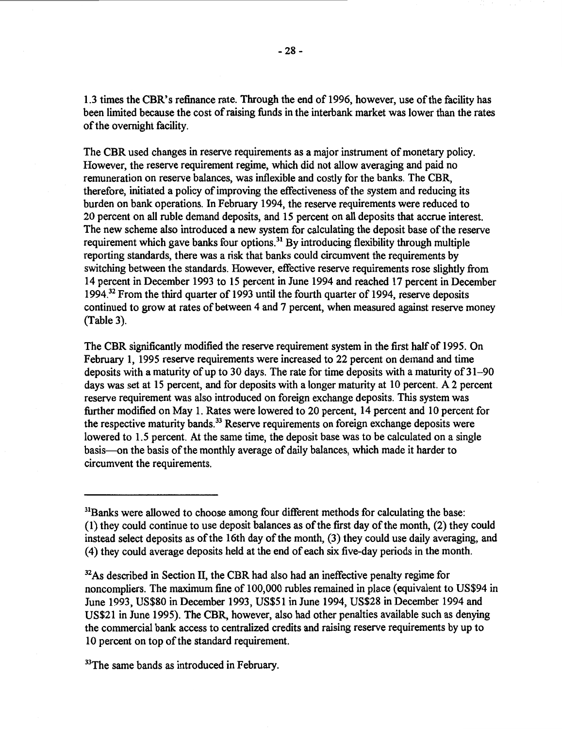1.3 times the CBR's refinance rate. Through the end of 1996, however, use of the facility has been limited because the cost of raising funds in the interbank market was lower than the rates of the overnight facility.

The CBR used changes in reserve requirements as a major instrument of monetary policy. However, the reserve requirement regime, which did not allow averaging and paid no remuneration on reserve balances, was inflexible and costly for the banks. The CBR, therefore, initiated a policy of improving the effectiveness of the system and reducing its burden on bank operations. In February 1994, the reserve requirements were reduced to 20 percent on all ruble demand deposits, and 15 percent on all deposits that accrue interest. The new scheme also introduced a new system for calculating the deposit base of the reserve requirement which gave banks four options.[31] By introducing flexibility through multiple reporting standards, there was a risk that banks could circumvent the requirements by switching between the standards. However, effective reserve requirements rose slightly from 14 percent in December 1993 to 15 percent in June 1994 and reached 17 percent in December 1994.[32] From the third quarter of 1993 until the fourth quarter of 1994, reserve deposits continued to grow at rates of between 4 and 7 percent, when measured against reserve money (Table 3).

The CBR significantly modified the reserve requirement system in the first half of 1995. On February 1, 1995 reserve requirements were increased to 22 percent on demand and time deposits with a maturity of up to 30 days. The rate for time deposits with a maturity of 31–90 days was set at 15 percent, and for deposits with a longer maturity at 10 percent. A 2 percent reserve requirement was also introduced on foreign exchange deposits. This system was further modified on May 1. Rates were lowered to 20 percent, 14 percent and 10 percent for the respective maturity bands.[33] Reserve requirements on foreign exchange deposits were lowered to 1.5 percent. At the same time, the deposit base was to be calculated on a single basis—on the basis of the monthly average of daily balances, which made it harder to circumvent the requirements.

---

[31]Banks were allowed to choose among four different methods for calculating the base: (1) they could continue to use deposit balances as of the first day of the month, (2) they could instead select deposits as of the 16th day of the month, (3) they could use daily averaging, and (4) they could average deposits held at the end of each six five-day periods in the month.

[32]As described in Section II, the CBR had also had an ineffective penalty regime for noncompliers. The maximum fine of 100,000 rubles remained in place (equivalent to US$94 in June 1993, US$80 in December 1993, US$51 in June 1994, US$28 in December 1994 and US$21 in June 1995). The CBR, however, also had other penalties available such as denying the commercial bank access to centralized credits and raising reserve requirements by up to 10 percent on top of the standard requirement.

[33]The same bands as introduced in February.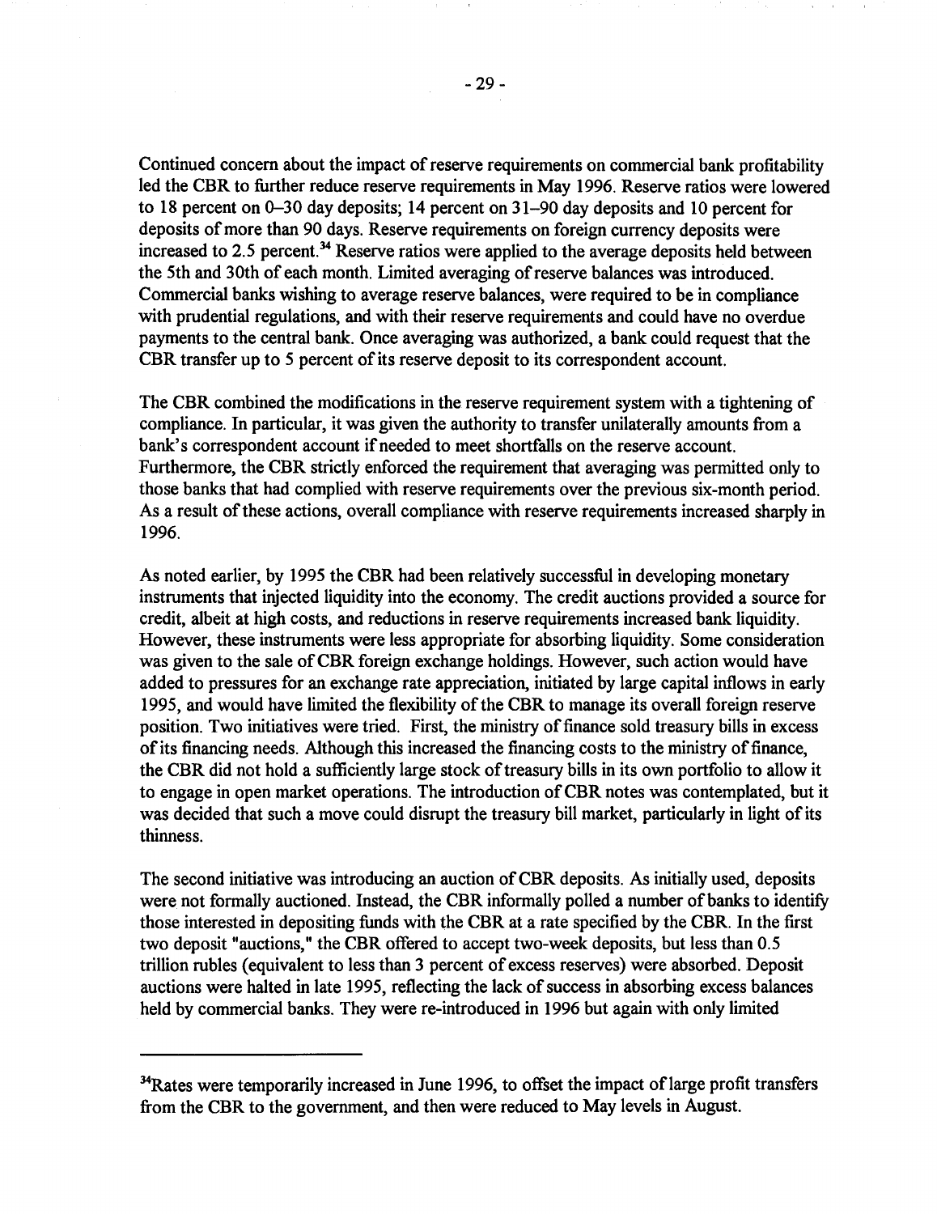Continued concern about the impact of reserve requirements on commercial bank profitability led the CBR to further reduce reserve requirements in May 1996. Reserve ratios were lowered to 18 percent on 0–30 day deposits; 14 percent on 31–90 day deposits and 10 percent for deposits of more than 90 days. Reserve requirements on foreign currency deposits were increased to 2.5 percent.[34] Reserve ratios were applied to the average deposits held between the 5th and 30th of each month. Limited averaging of reserve balances was introduced. Commercial banks wishing to average reserve balances, were required to be in compliance with prudential regulations, and with their reserve requirements and could have no overdue payments to the central bank. Once averaging was authorized, a bank could request that the CBR transfer up to 5 percent of its reserve deposit to its correspondent account.

The CBR combined the modifications in the reserve requirement system with a tightening of compliance. In particular, it was given the authority to transfer unilaterally amounts from a bank's correspondent account if needed to meet shortfalls on the reserve account. Furthermore, the CBR strictly enforced the requirement that averaging was permitted only to those banks that had complied with reserve requirements over the previous six-month period. As a result of these actions, overall compliance with reserve requirements increased sharply in 1996.

As noted earlier, by 1995 the CBR had been relatively successful in developing monetary instruments that injected liquidity into the economy. The credit auctions provided a source for credit, albeit at high costs, and reductions in reserve requirements increased bank liquidity. However, these instruments were less appropriate for absorbing liquidity. Some consideration was given to the sale of CBR foreign exchange holdings. However, such action would have added to pressures for an exchange rate appreciation, initiated by large capital inflows in early 1995, and would have limited the flexibility of the CBR to manage its overall foreign reserve position. Two initiatives were tried. First, the ministry of finance sold treasury bills in excess of its financing needs. Although this increased the financing costs to the ministry of finance, the CBR did not hold a sufficiently large stock of treasury bills in its own portfolio to allow it to engage in open market operations. The introduction of CBR notes was contemplated, but it was decided that such a move could disrupt the treasury bill market, particularly in light of its thinness.

The second initiative was introducing an auction of CBR deposits. As initially used, deposits were not formally auctioned. Instead, the CBR informally polled a number of banks to identify those interested in depositing funds with the CBR at a rate specified by the CBR. In the first two deposit "auctions," the CBR offered to accept two-week deposits, but less than 0.5 trillion rubles (equivalent to less than 3 percent of excess reserves) were absorbed. Deposit auctions were halted in late 1995, reflecting the lack of success in absorbing excess balances held by commercial banks. They were re-introduced in 1996 but again with only limited

---

[34] Rates were temporarily increased in June 1996, to offset the impact of large profit transfers from the CBR to the government, and then were reduced to May levels in August.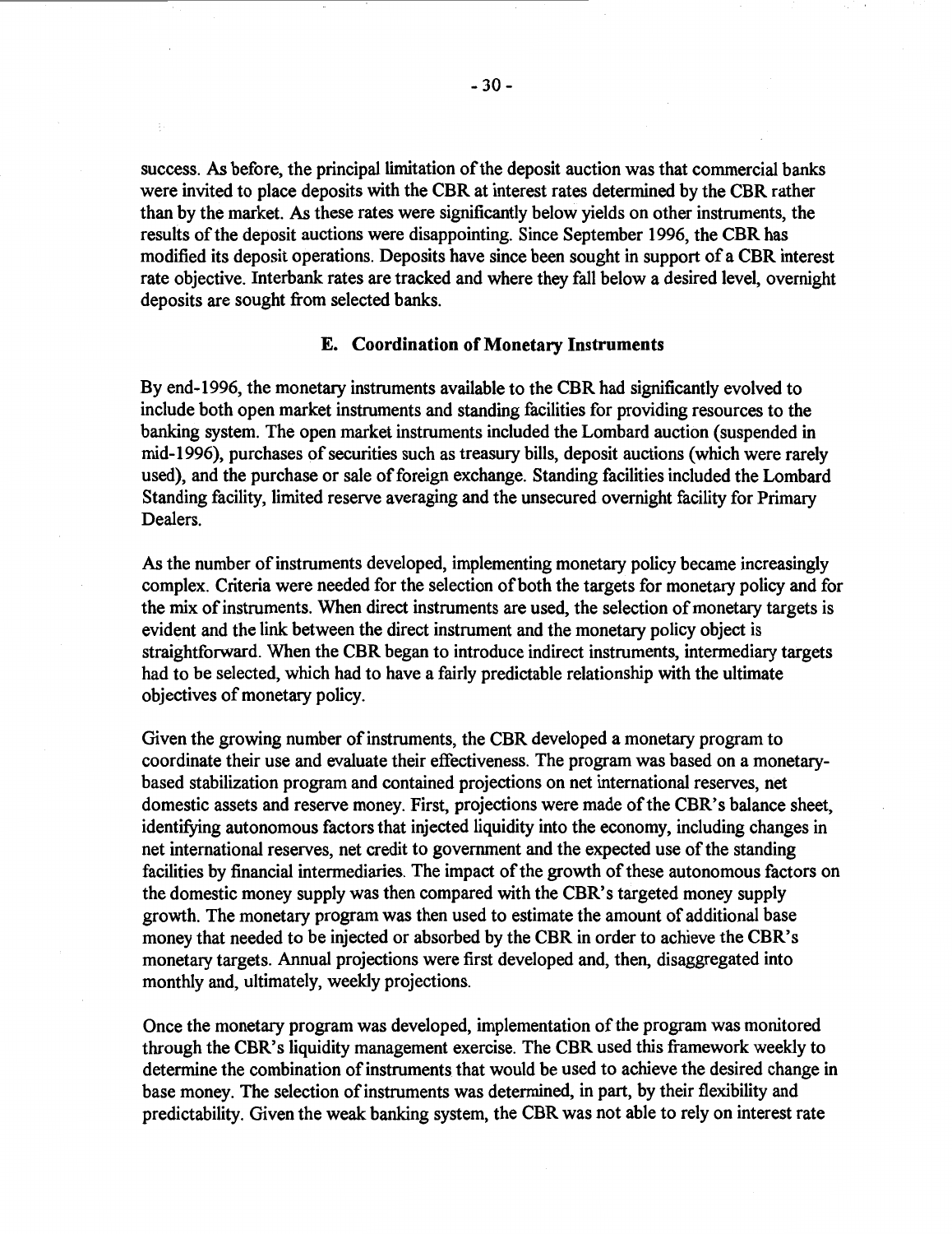success. As before, the principal limitation of the deposit auction was that commercial banks were invited to place deposits with the CBR at interest rates determined by the CBR rather than by the market. As these rates were significantly below yields on other instruments, the results of the deposit auctions were disappointing. Since September 1996, the CBR has modified its deposit operations. Deposits have since been sought in support of a CBR interest rate objective. Interbank rates are tracked and where they fall below a desired level, overnight deposits are sought from selected banks.

### E. Coordination of Monetary Instruments

By end-1996, the monetary instruments available to the CBR had significantly evolved to include both open market instruments and standing facilities for providing resources to the banking system. The open market instruments included the Lombard auction (suspended in mid-1996), purchases of securities such as treasury bills, deposit auctions (which were rarely used), and the purchase or sale of foreign exchange. Standing facilities included the Lombard Standing facility, limited reserve averaging and the unsecured overnight facility for Primary Dealers.

As the number of instruments developed, implementing monetary policy became increasingly complex. Criteria were needed for the selection of both the targets for monetary policy and for the mix of instruments. When direct instruments are used, the selection of monetary targets is evident and the link between the direct instrument and the monetary policy object is straightforward. When the CBR began to introduce indirect instruments, intermediary targets had to be selected, which had to have a fairly predictable relationship with the ultimate objectives of monetary policy.

Given the growing number of instruments, the CBR developed a monetary program to coordinate their use and evaluate their effectiveness. The program was based on a monetary-based stabilization program and contained projections on net international reserves, net domestic assets and reserve money. First, projections were made of the CBR's balance sheet, identifying autonomous factors that injected liquidity into the economy, including changes in net international reserves, net credit to government and the expected use of the standing facilities by financial intermediaries. The impact of the growth of these autonomous factors on the domestic money supply was then compared with the CBR's targeted money supply growth. The monetary program was then used to estimate the amount of additional base money that needed to be injected or absorbed by the CBR in order to achieve the CBR's monetary targets. Annual projections were first developed and, then, disaggregated into monthly and, ultimately, weekly projections.

Once the monetary program was developed, implementation of the program was monitored through the CBR's liquidity management exercise. The CBR used this framework weekly to determine the combination of instruments that would be used to achieve the desired change in base money. The selection of instruments was determined, in part, by their flexibility and predictability. Given the weak banking system, the CBR was not able to rely on interest rate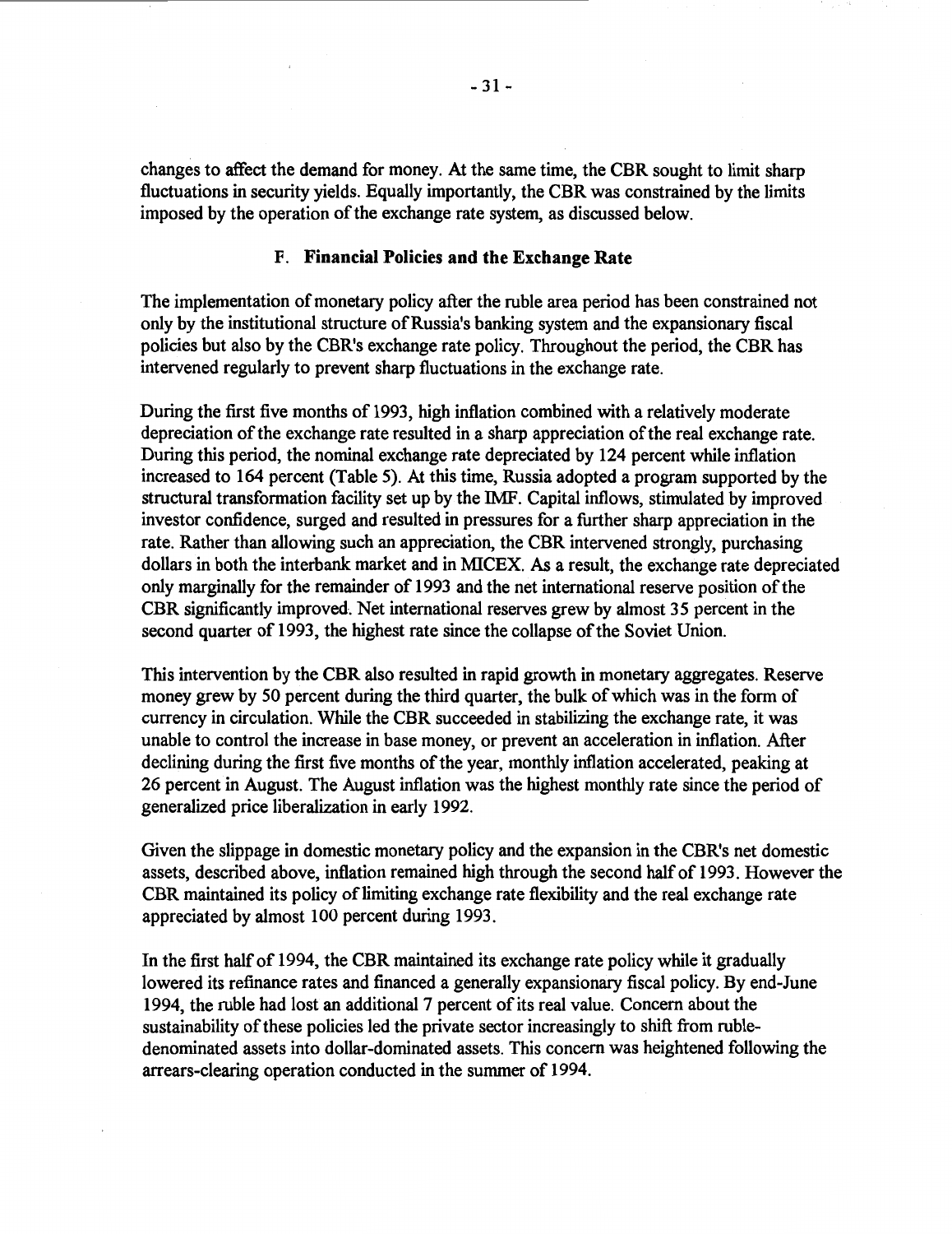changes to affect the demand for money. At the same time, the CBR sought to limit sharp fluctuations in security yields. Equally importantly, the CBR was constrained by the limits imposed by the operation of the exchange rate system, as discussed below.

### F. Financial Policies and the Exchange Rate

The implementation of monetary policy after the ruble area period has been constrained not only by the institutional structure of Russia's banking system and the expansionary fiscal policies but also by the CBR's exchange rate policy. Throughout the period, the CBR has intervened regularly to prevent sharp fluctuations in the exchange rate.

During the first five months of 1993, high inflation combined with a relatively moderate depreciation of the exchange rate resulted in a sharp appreciation of the real exchange rate. During this period, the nominal exchange rate depreciated by 124 percent while inflation increased to 164 percent (Table 5). At this time, Russia adopted a program supported by the structural transformation facility set up by the IMF. Capital inflows, stimulated by improved investor confidence, surged and resulted in pressures for a further sharp appreciation in the rate. Rather than allowing such an appreciation, the CBR intervened strongly, purchasing dollars in both the interbank market and in MICEX. As a result, the exchange rate depreciated only marginally for the remainder of 1993 and the net international reserve position of the CBR significantly improved. Net international reserves grew by almost 35 percent in the second quarter of 1993, the highest rate since the collapse of the Soviet Union.

This intervention by the CBR also resulted in rapid growth in monetary aggregates. Reserve money grew by 50 percent during the third quarter, the bulk of which was in the form of currency in circulation. While the CBR succeeded in stabilizing the exchange rate, it was unable to control the increase in base money, or prevent an acceleration in inflation. After declining during the first five months of the year, monthly inflation accelerated, peaking at 26 percent in August. The August inflation was the highest monthly rate since the period of generalized price liberalization in early 1992.

Given the slippage in domestic monetary policy and the expansion in the CBR's net domestic assets, described above, inflation remained high through the second half of 1993. However the CBR maintained its policy of limiting exchange rate flexibility and the real exchange rate appreciated by almost 100 percent during 1993.

In the first half of 1994, the CBR maintained its exchange rate policy while it gradually lowered its refinance rates and financed a generally expansionary fiscal policy. By end-June 1994, the ruble had lost an additional 7 percent of its real value. Concern about the sustainability of these policies led the private sector increasingly to shift from ruble-denominated assets into dollar-dominated assets. This concern was heightened following the arrears-clearing operation conducted in the summer of 1994.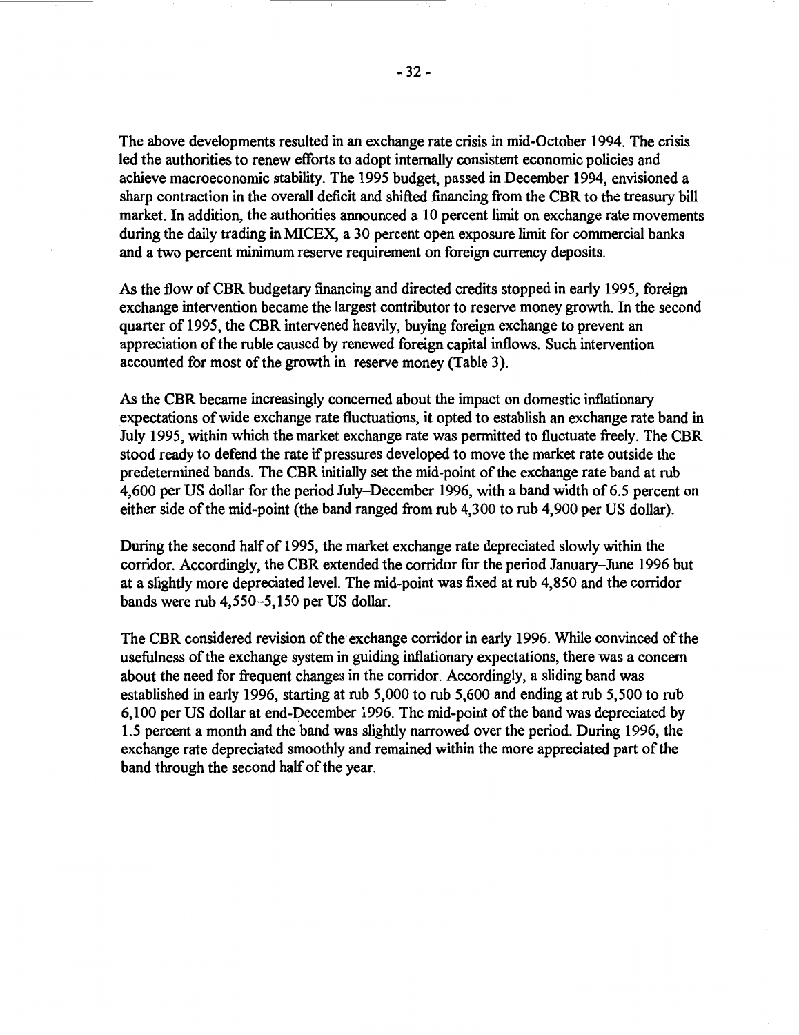The above developments resulted in an exchange rate crisis in mid-October 1994. The crisis led the authorities to renew efforts to adopt internally consistent economic policies and achieve macroeconomic stability. The 1995 budget, passed in December 1994, envisioned a sharp contraction in the overall deficit and shifted financing from the CBR to the treasury bill market. In addition, the authorities announced a 10 percent limit on exchange rate movements during the daily trading in MICEX, a 30 percent open exposure limit for commercial banks and a two percent minimum reserve requirement on foreign currency deposits.

As the flow of CBR budgetary financing and directed credits stopped in early 1995, foreign exchange intervention became the largest contributor to reserve money growth. In the second quarter of 1995, the CBR intervened heavily, buying foreign exchange to prevent an appreciation of the ruble caused by renewed foreign capital inflows. Such intervention accounted for most of the growth in reserve money (Table 3).

As the CBR became increasingly concerned about the impact on domestic inflationary expectations of wide exchange rate fluctuations, it opted to establish an exchange rate band in July 1995, within which the market exchange rate was permitted to fluctuate freely. The CBR stood ready to defend the rate if pressures developed to move the market rate outside the predetermined bands. The CBR initially set the mid-point of the exchange rate band at rub 4,600 per US dollar for the period July–December 1996, with a band width of 6.5 percent on either side of the mid-point (the band ranged from rub 4,300 to rub 4,900 per US dollar).

During the second half of 1995, the market exchange rate depreciated slowly within the corridor. Accordingly, the CBR extended the corridor for the period January–June 1996 but at a slightly more depreciated level. The mid-point was fixed at rub 4,850 and the corridor bands were rub 4,550–5,150 per US dollar.

The CBR considered revision of the exchange corridor in early 1996. While convinced of the usefulness of the exchange system in guiding inflationary expectations, there was a concern about the need for frequent changes in the corridor. Accordingly, a sliding band was established in early 1996, starting at rub 5,000 to rub 5,600 and ending at rub 5,500 to rub 6,100 per US dollar at end-December 1996. The mid-point of the band was depreciated by 1.5 percent a month and the band was slightly narrowed over the period. During 1996, the exchange rate depreciated smoothly and remained within the more appreciated part of the band through the second half of the year.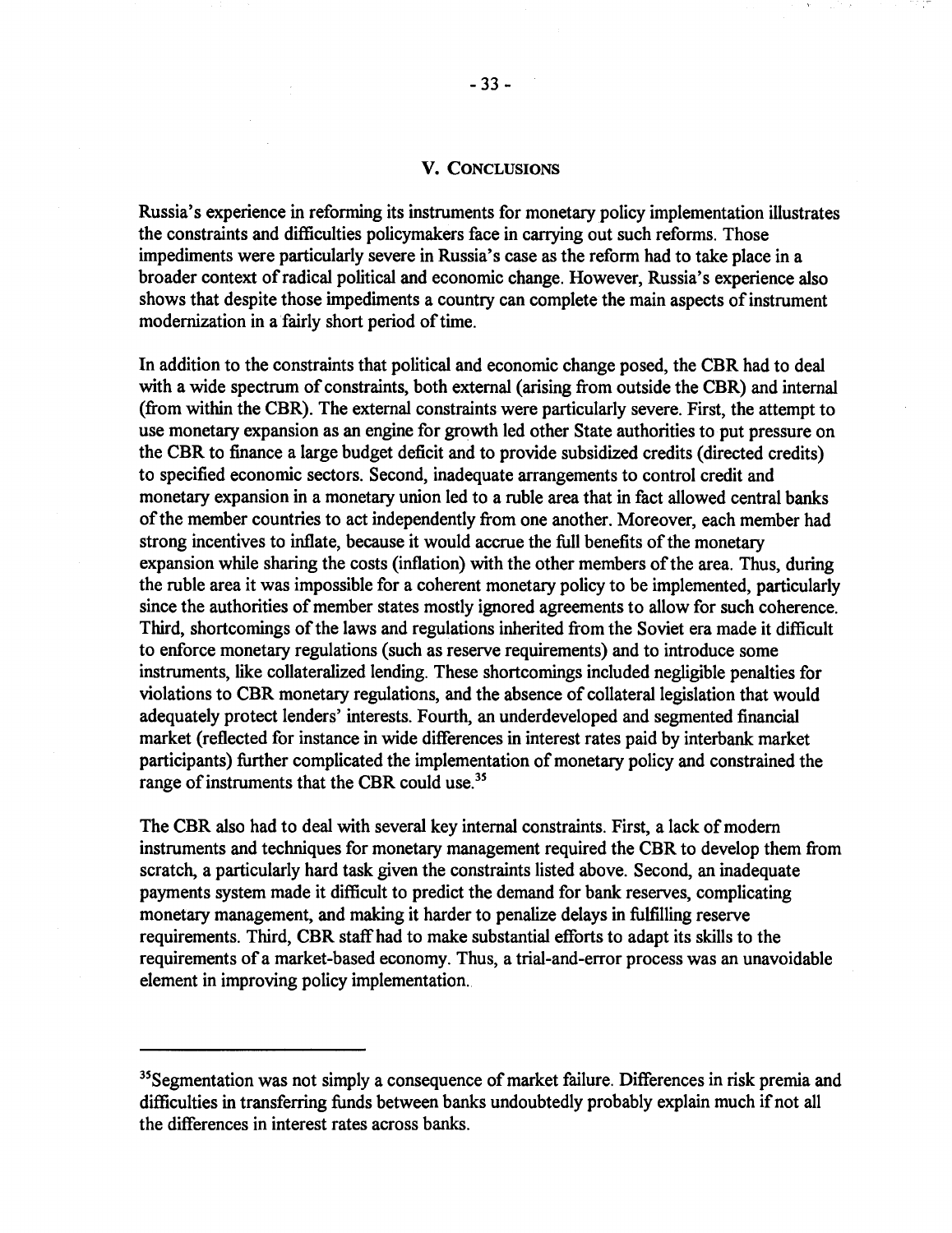## V. CONCLUSIONS

Russia's experience in reforming its instruments for monetary policy implementation illustrates the constraints and difficulties policymakers face in carrying out such reforms. Those impediments were particularly severe in Russia's case as the reform had to take place in a broader context of radical political and economic change. However, Russia's experience also shows that despite those impediments a country can complete the main aspects of instrument modernization in a fairly short period of time.

In addition to the constraints that political and economic change posed, the CBR had to deal with a wide spectrum of constraints, both external (arising from outside the CBR) and internal (from within the CBR). The external constraints were particularly severe. First, the attempt to use monetary expansion as an engine for growth led other State authorities to put pressure on the CBR to finance a large budget deficit and to provide subsidized credits (directed credits) to specified economic sectors. Second, inadequate arrangements to control credit and monetary expansion in a monetary union led to a ruble area that in fact allowed central banks of the member countries to act independently from one another. Moreover, each member had strong incentives to inflate, because it would accrue the full benefits of the monetary expansion while sharing the costs (inflation) with the other members of the area. Thus, during the ruble area it was impossible for a coherent monetary policy to be implemented, particularly since the authorities of member states mostly ignored agreements to allow for such coherence. Third, shortcomings of the laws and regulations inherited from the Soviet era made it difficult to enforce monetary regulations (such as reserve requirements) and to introduce some instruments, like collateralized lending. These shortcomings included negligible penalties for violations to CBR monetary regulations, and the absence of collateral legislation that would adequately protect lenders' interests. Fourth, an underdeveloped and segmented financial market (reflected for instance in wide differences in interest rates paid by interbank market participants) further complicated the implementation of monetary policy and constrained the range of instruments that the CBR could use.[35]

The CBR also had to deal with several key internal constraints. First, a lack of modern instruments and techniques for monetary management required the CBR to develop them from scratch, a particularly hard task given the constraints listed above. Second, an inadequate payments system made it difficult to predict the demand for bank reserves, complicating monetary management, and making it harder to penalize delays in fulfilling reserve requirements. Third, CBR staff had to make substantial efforts to adapt its skills to the requirements of a market-based economy. Thus, a trial-and-error process was an unavoidable element in improving policy implementation.

---

[35]Segmentation was not simply a consequence of market failure. Differences in risk premia and difficulties in transferring funds between banks undoubtedly probably explain much if not all the differences in interest rates across banks.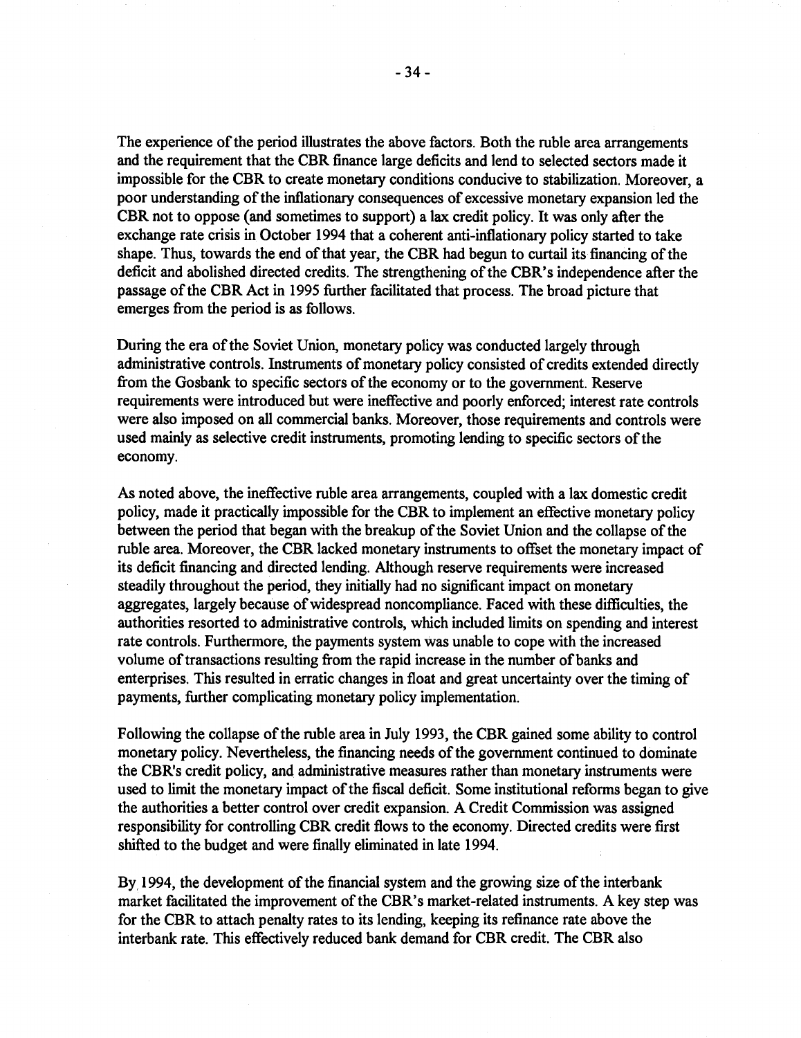The experience of the period illustrates the above factors. Both the ruble area arrangements and the requirement that the CBR finance large deficits and lend to selected sectors made it impossible for the CBR to create monetary conditions conducive to stabilization. Moreover, a poor understanding of the inflationary consequences of excessive monetary expansion led the CBR not to oppose (and sometimes to support) a lax credit policy. It was only after the exchange rate crisis in October 1994 that a coherent anti-inflationary policy started to take shape. Thus, towards the end of that year, the CBR had begun to curtail its financing of the deficit and abolished directed credits. The strengthening of the CBR's independence after the passage of the CBR Act in 1995 further facilitated that process. The broad picture that emerges from the period is as follows.

During the era of the Soviet Union, monetary policy was conducted largely through administrative controls. Instruments of monetary policy consisted of credits extended directly from the Gosbank to specific sectors of the economy or to the government. Reserve requirements were introduced but were ineffective and poorly enforced; interest rate controls were also imposed on all commercial banks. Moreover, those requirements and controls were used mainly as selective credit instruments, promoting lending to specific sectors of the economy.

As noted above, the ineffective ruble area arrangements, coupled with a lax domestic credit policy, made it practically impossible for the CBR to implement an effective monetary policy between the period that began with the breakup of the Soviet Union and the collapse of the ruble area. Moreover, the CBR lacked monetary instruments to offset the monetary impact of its deficit financing and directed lending. Although reserve requirements were increased steadily throughout the period, they initially had no significant impact on monetary aggregates, largely because of widespread noncompliance. Faced with these difficulties, the authorities resorted to administrative controls, which included limits on spending and interest rate controls. Furthermore, the payments system was unable to cope with the increased volume of transactions resulting from the rapid increase in the number of banks and enterprises. This resulted in erratic changes in float and great uncertainty over the timing of payments, further complicating monetary policy implementation.

Following the collapse of the ruble area in July 1993, the CBR gained some ability to control monetary policy. Nevertheless, the financing needs of the government continued to dominate the CBR's credit policy, and administrative measures rather than monetary instruments were used to limit the monetary impact of the fiscal deficit. Some institutional reforms began to give the authorities a better control over credit expansion. A Credit Commission was assigned responsibility for controlling CBR credit flows to the economy. Directed credits were first shifted to the budget and were finally eliminated in late 1994.

By 1994, the development of the financial system and the growing size of the interbank market facilitated the improvement of the CBR's market-related instruments. A key step was for the CBR to attach penalty rates to its lending, keeping its refinance rate above the interbank rate. This effectively reduced bank demand for CBR credit. The CBR also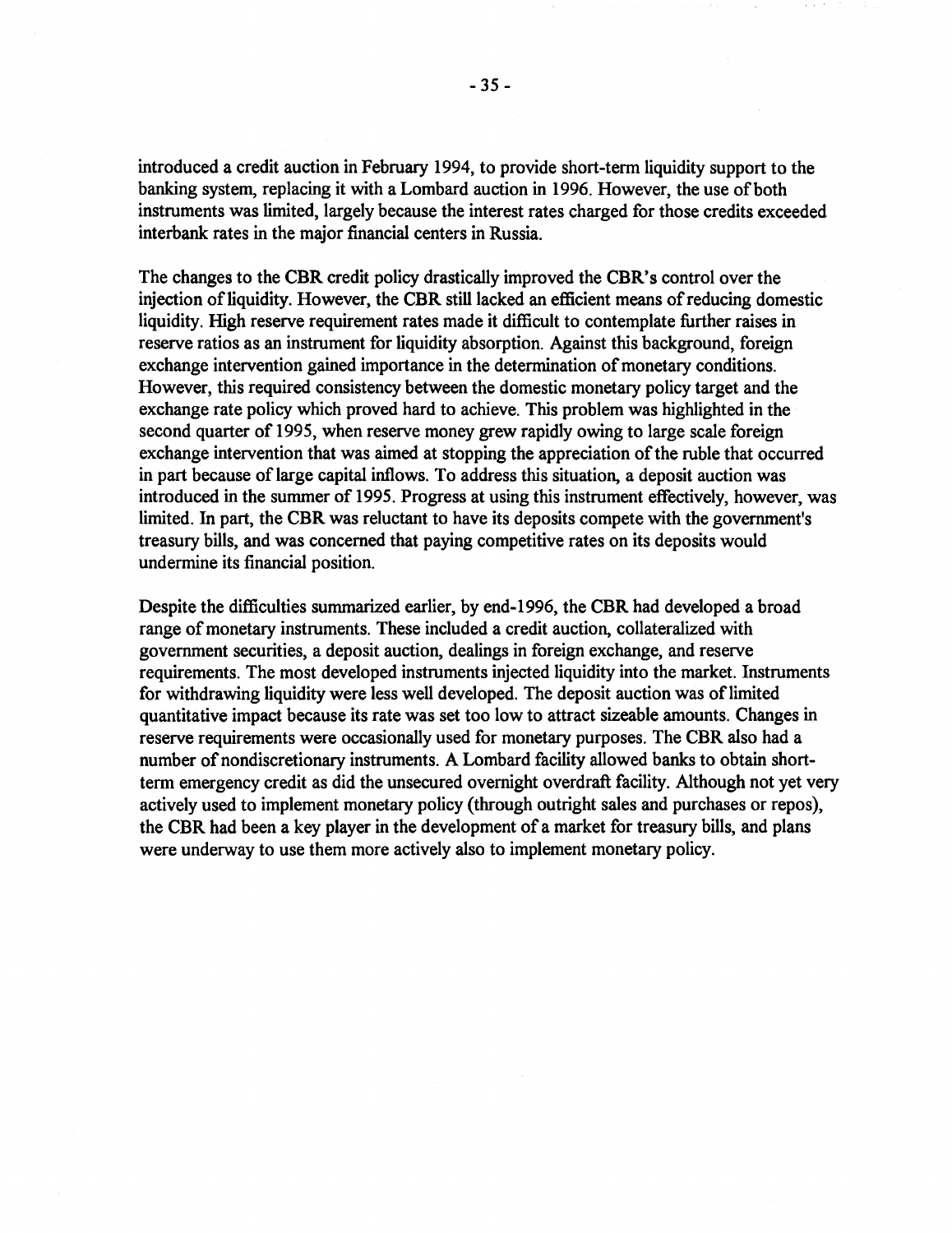introduced a credit auction in February 1994, to provide short-term liquidity support to the banking system, replacing it with a Lombard auction in 1996. However, the use of both instruments was limited, largely because the interest rates charged for those credits exceeded interbank rates in the major financial centers in Russia.

The changes to the CBR credit policy drastically improved the CBR's control over the injection of liquidity. However, the CBR still lacked an efficient means of reducing domestic liquidity. High reserve requirement rates made it difficult to contemplate further raises in reserve ratios as an instrument for liquidity absorption. Against this background, foreign exchange intervention gained importance in the determination of monetary conditions. However, this required consistency between the domestic monetary policy target and the exchange rate policy which proved hard to achieve. This problem was highlighted in the second quarter of 1995, when reserve money grew rapidly owing to large scale foreign exchange intervention that was aimed at stopping the appreciation of the ruble that occurred in part because of large capital inflows. To address this situation, a deposit auction was introduced in the summer of 1995. Progress at using this instrument effectively, however, was limited. In part, the CBR was reluctant to have its deposits compete with the government's treasury bills, and was concerned that paying competitive rates on its deposits would undermine its financial position.

Despite the difficulties summarized earlier, by end-1996, the CBR had developed a broad range of monetary instruments. These included a credit auction, collateralized with government securities, a deposit auction, dealings in foreign exchange, and reserve requirements. The most developed instruments injected liquidity into the market. Instruments for withdrawing liquidity were less well developed. The deposit auction was of limited quantitative impact because its rate was set too low to attract sizeable amounts. Changes in reserve requirements were occasionally used for monetary purposes. The CBR also had a number of nondiscretionary instruments. A Lombard facility allowed banks to obtain short-term emergency credit as did the unsecured overnight overdraft facility. Although not yet very actively used to implement monetary policy (through outright sales and purchases or repos), the CBR had been a key player in the development of a market for treasury bills, and plans were underway to use them more actively also to implement monetary policy.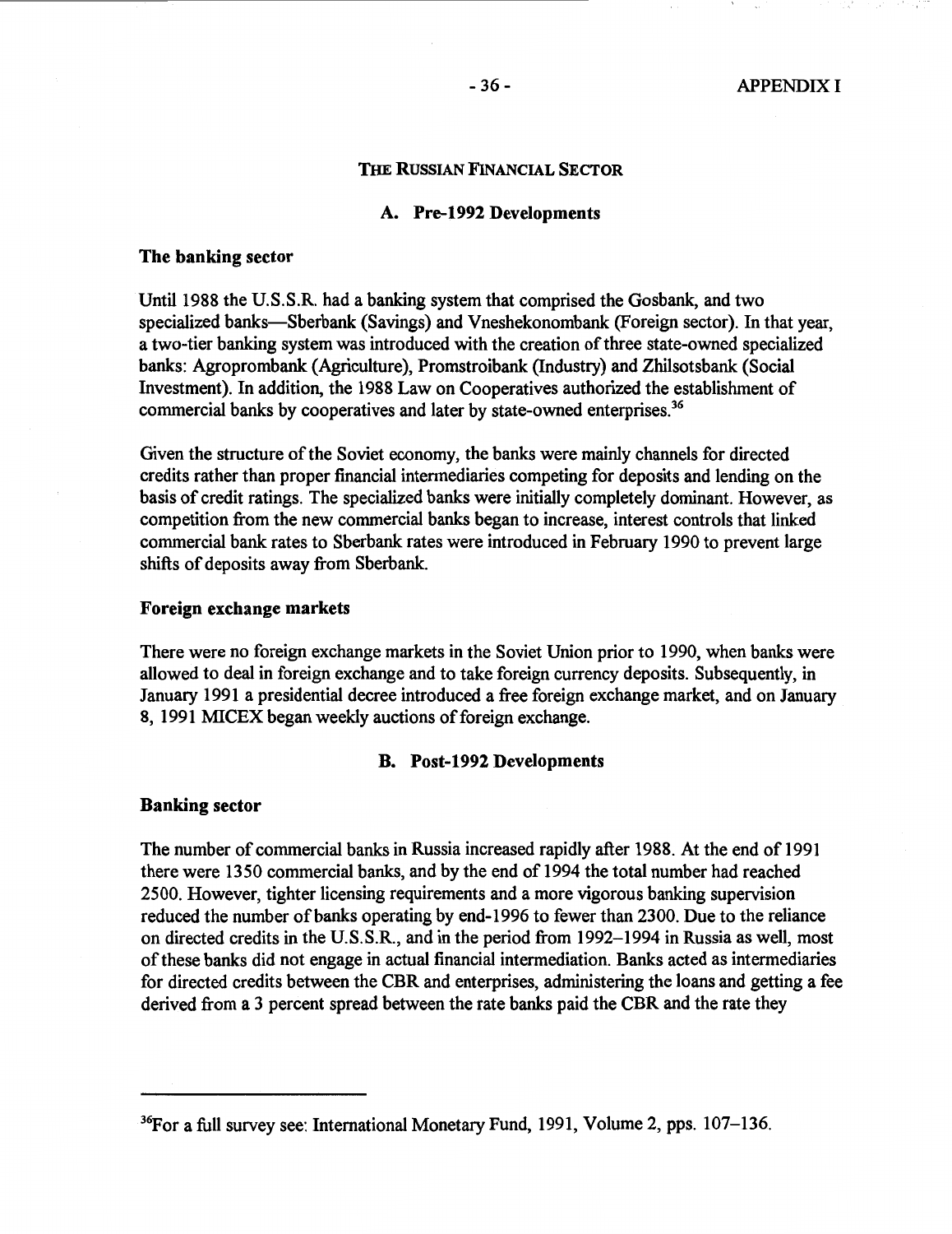## The Russian Financial Sector

### A. Pre-1992 Developments

**The banking sector**

Until 1988 the U.S.S.R. had a banking system that comprised the Gosbank, and two specialized banks—Sberbank (Savings) and Vneshekonombank (Foreign sector). In that year, a two-tier banking system was introduced with the creation of three state-owned specialized banks: Agroprombank (Agriculture), Promstroibank (Industry) and Zhilsotsbank (Social Investment). In addition, the 1988 Law on Cooperatives authorized the establishment of commercial banks by cooperatives and later by state-owned enterprises.[36]

Given the structure of the Soviet economy, the banks were mainly channels for directed credits rather than proper financial intermediaries competing for deposits and lending on the basis of credit ratings. The specialized banks were initially completely dominant. However, as competition from the new commercial banks began to increase, interest controls that linked commercial bank rates to Sberbank rates were introduced in February 1990 to prevent large shifts of deposits away from Sberbank.

**Foreign exchange markets**

There were no foreign exchange markets in the Soviet Union prior to 1990, when banks were allowed to deal in foreign exchange and to take foreign currency deposits. Subsequently, in January 1991 a presidential decree introduced a free foreign exchange market, and on January 8, 1991 MICEX began weekly auctions of foreign exchange.

### B. Post-1992 Developments

**Banking sector**

The number of commercial banks in Russia increased rapidly after 1988. At the end of 1991 there were 1350 commercial banks, and by the end of 1994 the total number had reached 2500. However, tighter licensing requirements and a more vigorous banking supervision reduced the number of banks operating by end-1996 to fewer than 2300. Due to the reliance on directed credits in the U.S.S.R., and in the period from 1992–1994 in Russia as well, most of these banks did not engage in actual financial intermediation. Banks acted as intermediaries for directed credits between the CBR and enterprises, administering the loans and getting a fee derived from a 3 percent spread between the rate banks paid the CBR and the rate they

---

[36] For a full survey see: International Monetary Fund, 1991, Volume 2, pps. 107–136.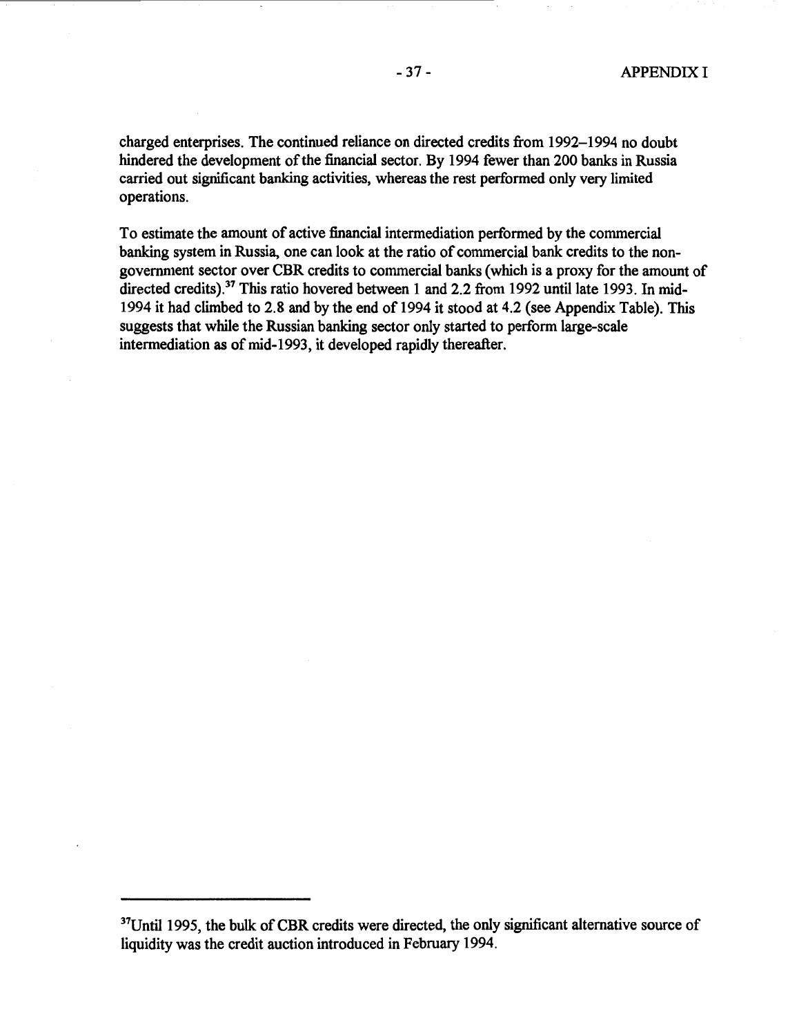charged enterprises. The continued reliance on directed credits from 1992–1994 no doubt hindered the development of the financial sector. By 1994 fewer than 200 banks in Russia carried out significant banking activities, whereas the rest performed only very limited operations.

To estimate the amount of active financial intermediation performed by the commercial banking system in Russia, one can look at the ratio of commercial bank credits to the non-government sector over CBR credits to commercial banks (which is a proxy for the amount of directed credits).[37] This ratio hovered between 1 and 2.2 from 1992 until late 1993. In mid-1994 it had climbed to 2.8 and by the end of 1994 it stood at 4.2 (see Appendix Table). This suggests that while the Russian banking sector only started to perform large-scale intermediation as of mid-1993, it developed rapidly thereafter.

---

[37]Until 1995, the bulk of CBR credits were directed, the only significant alternative source of liquidity was the credit auction introduced in February 1994.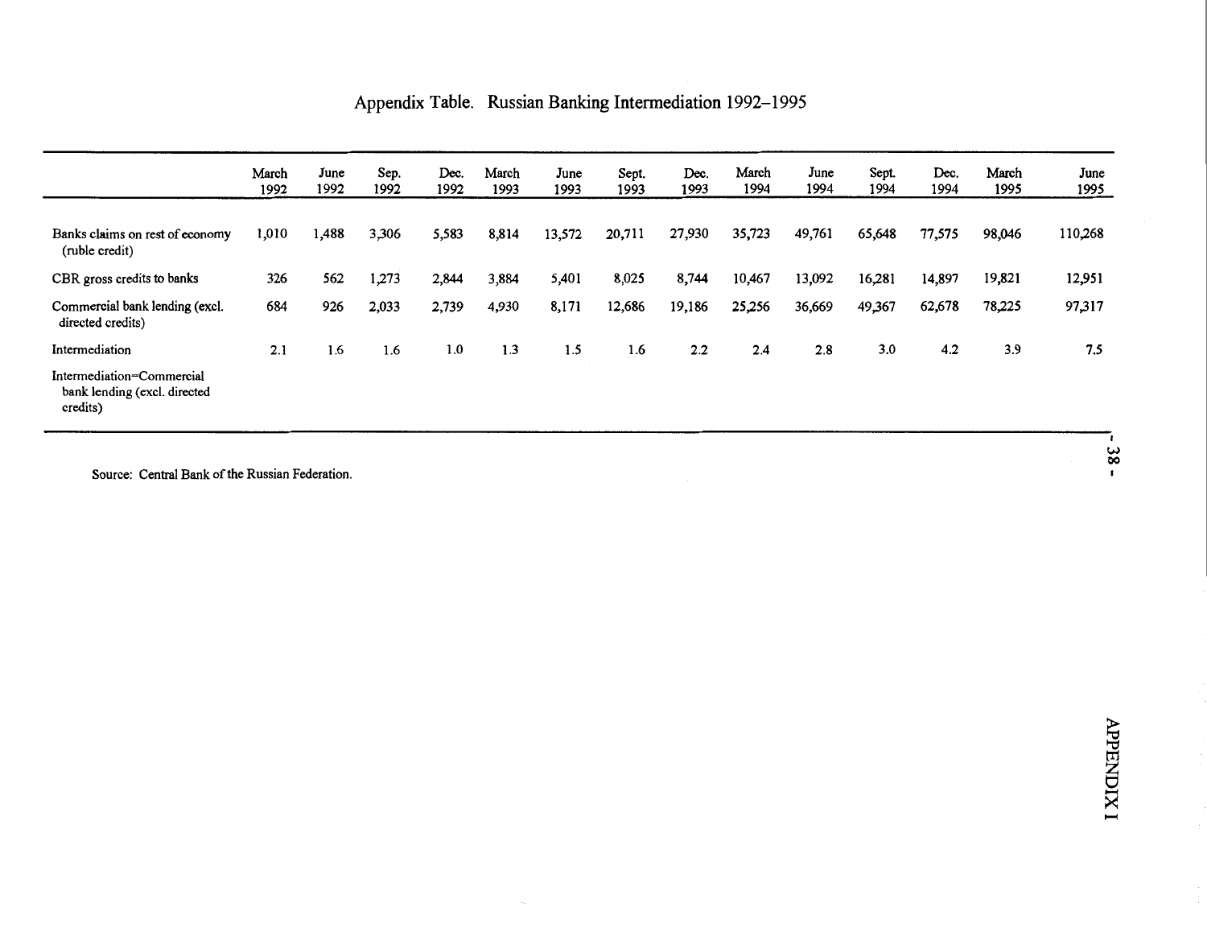# Appendix Table. Russian Banking Intermediation 1992–1995

| | March 1992 | June 1992 | Sep. 1992 | Dec. 1992 | March 1993 | June 1993 | Sept. 1993 | Dec. 1993 | March 1994 | June 1994 | Sept. 1994 | Dec. 1994 | March 1995 | June 1995 |
|---|---|---|---|---|---|---|---|---|---|---|---|---|---|---|
| Banks claims on rest of economy (ruble credit) | 1,010 | 1,488 | 3,306 | 5,583 | 8,814 | 13,572 | 20,711 | 27,930 | 35,723 | 49,761 | 65,648 | 77,575 | 98,046 | 110,268 |
| CBR gross credits to banks | 326 | 562 | 1,273 | 2,844 | 3,884 | 5,401 | 8,025 | 8,744 | 10,467 | 13,092 | 16,281 | 14,897 | 19,821 | 12,951 |
| Commercial bank lending (excl. directed credits) | 684 | 926 | 2,033 | 2,739 | 4,930 | 8,171 | 12,686 | 19,186 | 25,256 | 36,669 | 49,367 | 62,678 | 78,225 | 97,317 |
| Intermediation | 2.1 | 1.6 | 1.6 | 1.0 | 1.3 | 1.5 | 1.6 | 2.2 | 2.4 | 2.8 | 3.0 | 4.2 | 3.9 | 7.5 |
| Intermediation=Commercial bank lending (excl. directed credits) | | | | | | | | | | | | | | |

Source: Central Bank of the Russian Federation.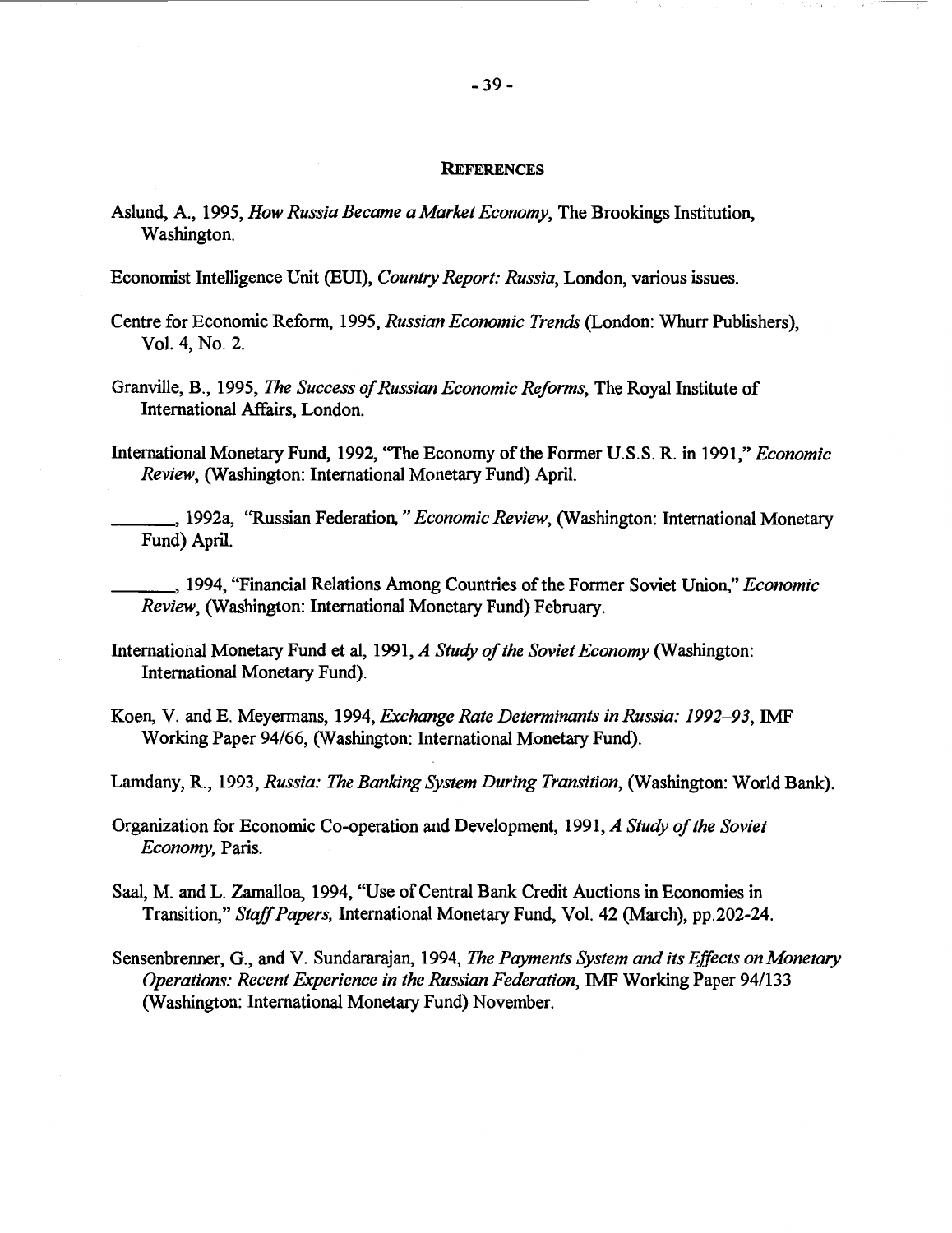## References

Aslund, A., 1995, *How Russia Became a Market Economy*, The Brookings Institution, Washington.

Economist Intelligence Unit (EUI), *Country Report: Russia*, London, various issues.

Centre for Economic Reform, 1995, *Russian Economic Trends* (London: Whurr Publishers), Vol. 4, No. 2.

Granville, B., 1995, *The Success of Russian Economic Reforms*, The Royal Institute of International Affairs, London.

International Monetary Fund, 1992, "The Economy of the Former U.S.S. R. in 1991," *Economic Review*, (Washington: International Monetary Fund) April.

_______, 1992a, "Russian Federation, " *Economic Review*, (Washington: International Monetary Fund) April.

_______, 1994, "Financial Relations Among Countries of the Former Soviet Union," *Economic Review*, (Washington: International Monetary Fund) February.

International Monetary Fund et al, 1991, *A Study of the Soviet Economy* (Washington: International Monetary Fund).

Koen, V. and E. Meyermans, 1994, *Exchange Rate Determinants in Russia: 1992–93*, IMF Working Paper 94/66, (Washington: International Monetary Fund).

Lamdany, R., 1993, *Russia: The Banking System During Transition*, (Washington: World Bank).

Organization for Economic Co-operation and Development, 1991, *A Study of the Soviet Economy*, Paris.

Saal, M. and L. Zamalloa, 1994, "Use of Central Bank Credit Auctions in Economies in Transition," *Staff Papers*, International Monetary Fund, Vol. 42 (March), pp.202-24.

Sensenbrenner, G., and V. Sundararajan, 1994, *The Payments System and its Effects on Monetary Operations: Recent Experience in the Russian Federation*, IMF Working Paper 94/133 (Washington: International Monetary Fund) November.